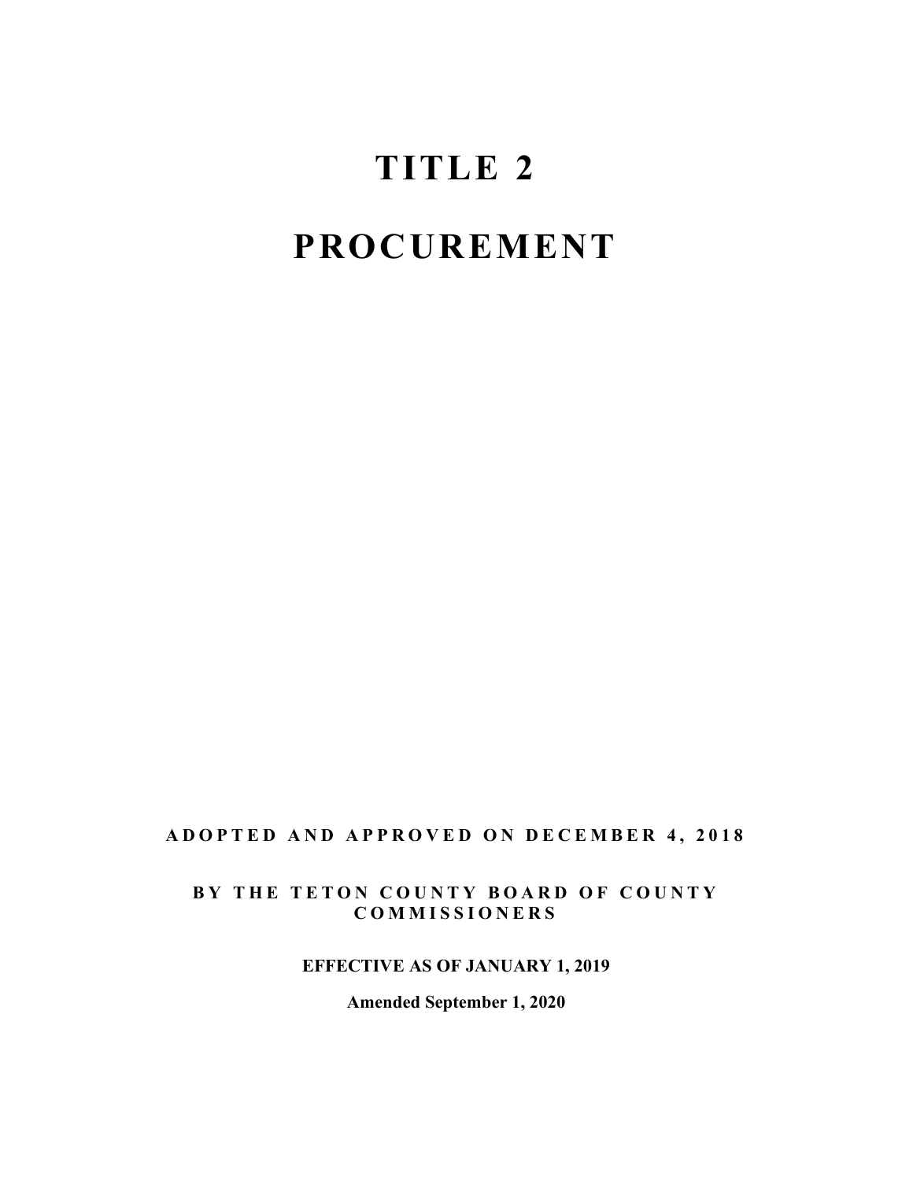# TITLE 2

# PROCUREMENT

**ADOPTED AND APPROVED ON DECEMBER 4, 2018**

**BY THE TETON COUNTY BOARD OF COUNTY COMMISSIONERS**

**EFFECTIVE AS OF JANUARY 1, 2019**

**Amended September 1, 2020**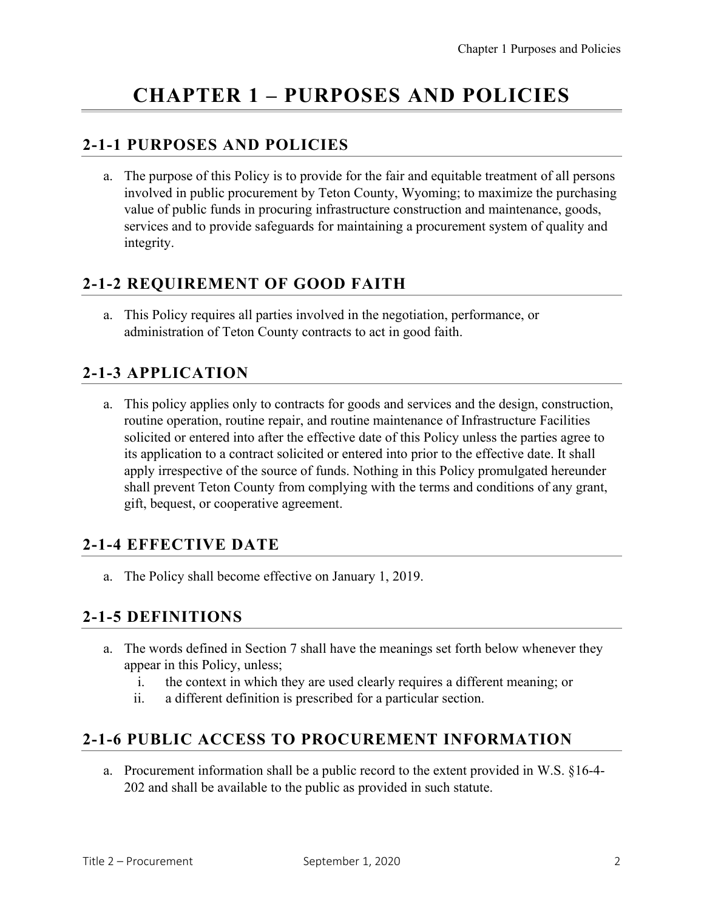# CHAPTER 1 – PURPOSES AND POLICIES

## 2-1-1 PURPOSES AND POLICIES

a. The purpose of this Policy is to provide for the fair and equitable treatment of all persons involved in public procurement by Teton County, Wyoming; to maximize the purchasing value of public funds in procuring infrastructure construction and maintenance, goods, services and to provide safeguards for maintaining a procurement system of quality and integrity.

## 2-1-2 REQUIREMENT OF GOOD FAITH

a. This Policy requires all parties involved in the negotiation, performance, or administration of Teton County contracts to act in good faith.

## 2-1-3 APPLICATION

a. This policy applies only to contracts for goods and services and the design, construction, routine operation, routine repair, and routine maintenance of Infrastructure Facilities solicited or entered into after the effective date of this Policy unless the parties agree to its application to a contract solicited or entered into prior to the effective date. It shall apply irrespective of the source of funds. Nothing in this Policy promulgated hereunder shall prevent Teton County from complying with the terms and conditions of any grant, gift, bequest, or cooperative agreement.

## 2-1-4 EFFECTIVE DATE

a. The Policy shall become effective on January 1, 2019.

## 2-1-5 DEFINITIONS

a. The words defined in Section 7 shall have the meanings set forth below whenever they appear in this Policy, unless;
   i. the context in which they are used clearly requires a different meaning; or
   ii. a different definition is prescribed for a particular section.

## 2-1-6 PUBLIC ACCESS TO PROCUREMENT INFORMATION

a. Procurement information shall be a public record to the extent provided in W.S. §16-4-202 and shall be available to the public as provided in such statute.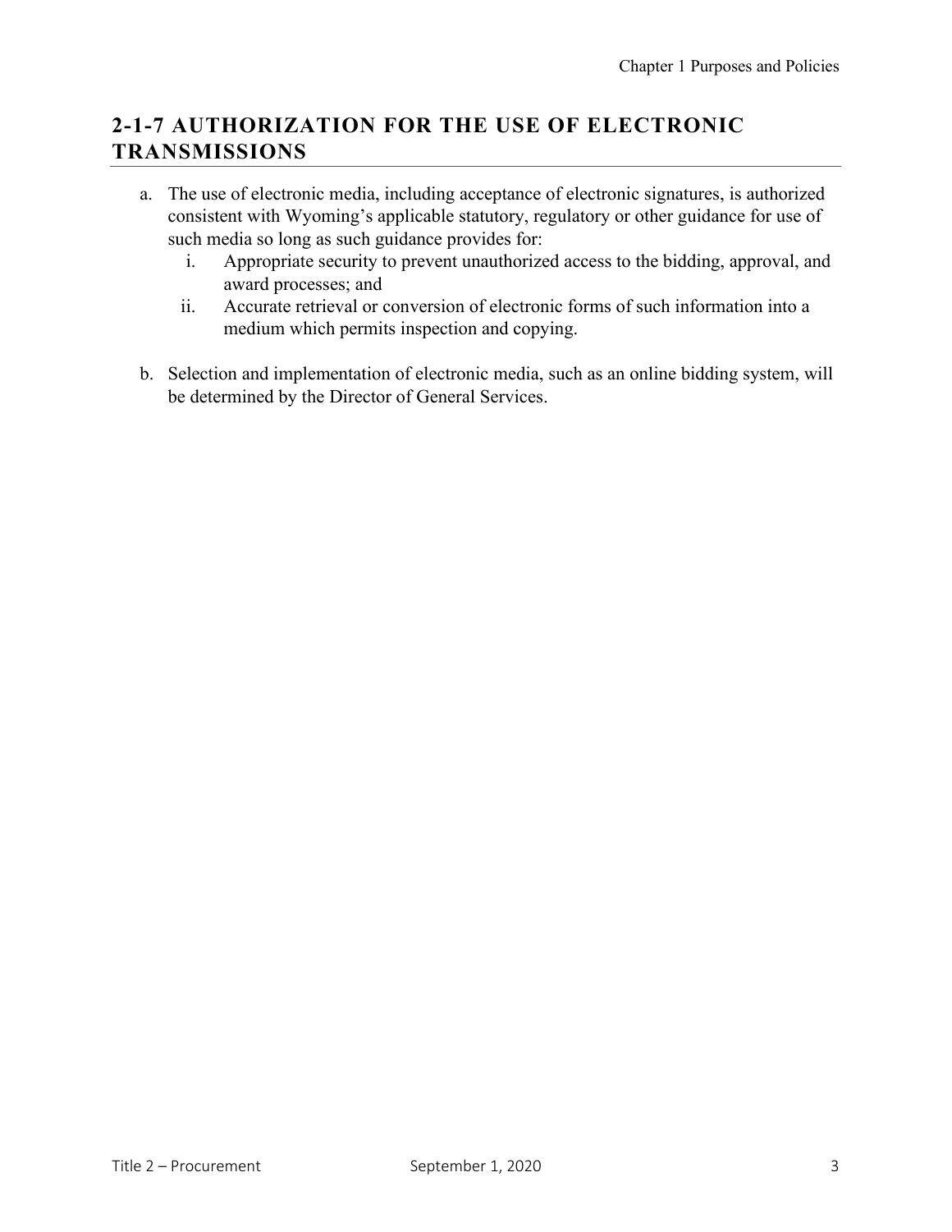## 2-1-7 AUTHORIZATION FOR THE USE OF ELECTRONIC TRANSMISSIONS

a. The use of electronic media, including acceptance of electronic signatures, is authorized consistent with Wyoming's applicable statutory, regulatory or other guidance for use of such media so long as such guidance provides for:
   i. Appropriate security to prevent unauthorized access to the bidding, approval, and award processes; and
   ii. Accurate retrieval or conversion of electronic forms of such information into a medium which permits inspection and copying.

b. Selection and implementation of electronic media, such as an online bidding system, will be determined by the Director of General Services.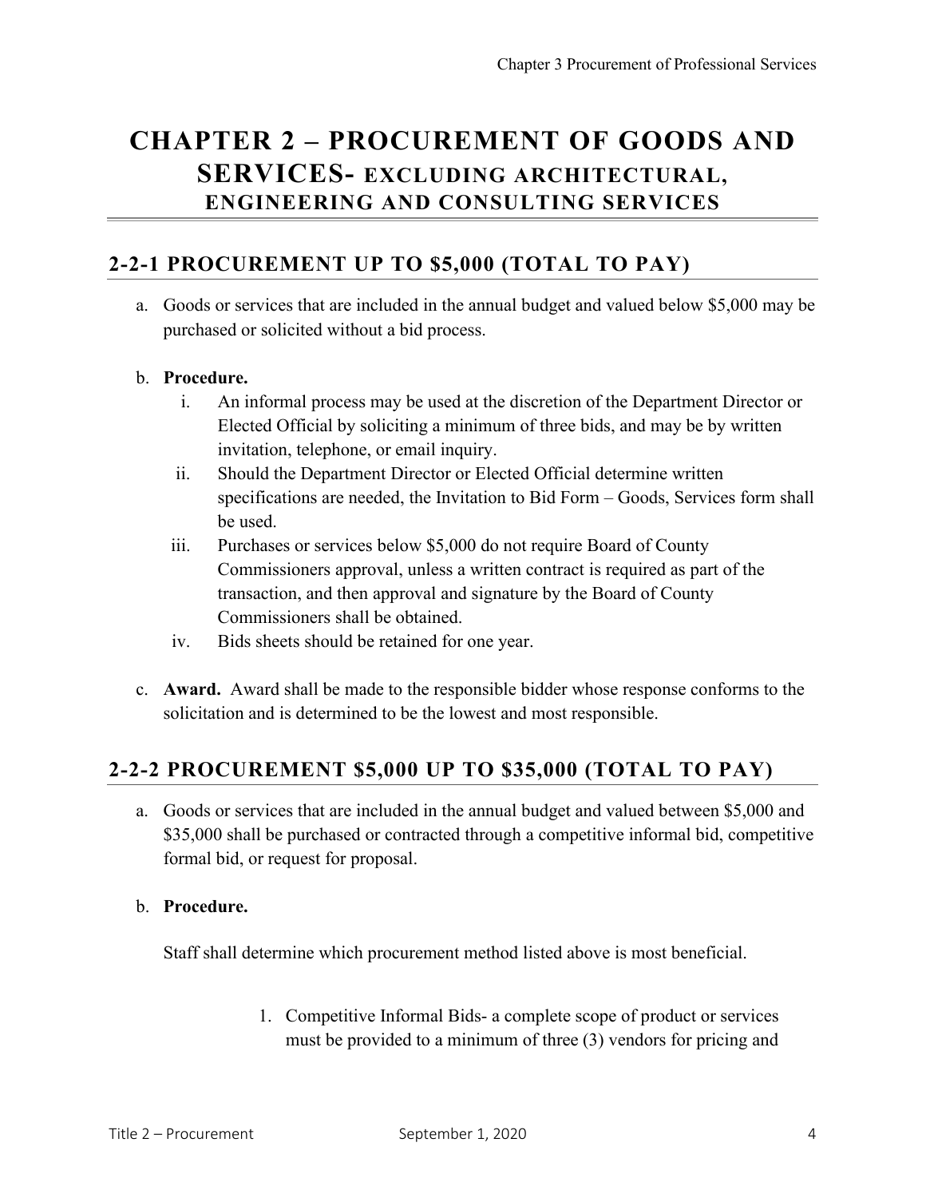# CHAPTER 2 – PROCUREMENT OF GOODS AND SERVICES- EXCLUDING ARCHITECTURAL, ENGINEERING AND CONSULTING SERVICES

## 2-2-1 PROCUREMENT UP TO $5,000 (TOTAL TO PAY)

a. Goods or services that are included in the annual budget and valued below $5,000 may be purchased or solicited without a bid process.

b. **Procedure.**
    i. An informal process may be used at the discretion of the Department Director or Elected Official by soliciting a minimum of three bids, and may be by written invitation, telephone, or email inquiry.
    ii. Should the Department Director or Elected Official determine written specifications are needed, the Invitation to Bid Form – Goods, Services form shall be used.
    iii. Purchases or services below $5,000 do not require Board of County Commissioners approval, unless a written contract is required as part of the transaction, and then approval and signature by the Board of County Commissioners shall be obtained.
    iv. Bids sheets should be retained for one year.

c. **Award.** Award shall be made to the responsible bidder whose response conforms to the solicitation and is determined to be the lowest and most responsible.

## 2-2-2 PROCUREMENT $5,000 UP TO $35,000 (TOTAL TO PAY)

a. Goods or services that are included in the annual budget and valued between $5,000 and $35,000 shall be purchased or contracted through a competitive informal bid, competitive formal bid, or request for proposal.

b. **Procedure.**

Staff shall determine which procurement method listed above is most beneficial.

1. Competitive Informal Bids- a complete scope of product or services must be provided to a minimum of three (3) vendors for pricing and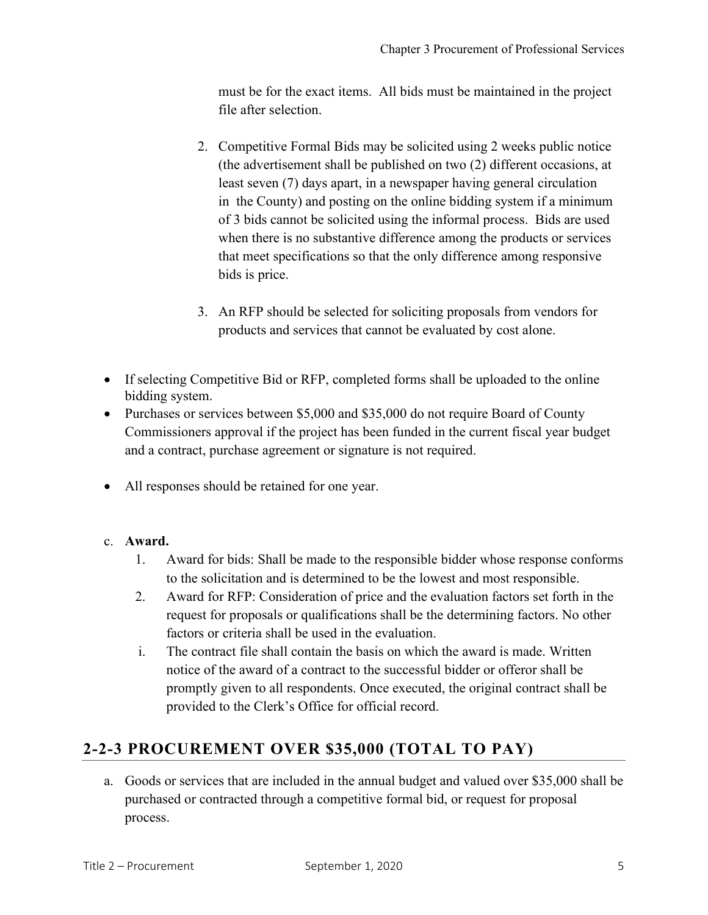must be for the exact items. All bids must be maintained in the project file after selection.

2. Competitive Formal Bids may be solicited using 2 weeks public notice (the advertisement shall be published on two (2) different occasions, at least seven (7) days apart, in a newspaper having general circulation in the County) and posting on the online bidding system if a minimum of 3 bids cannot be solicited using the informal process. Bids are used when there is no substantive difference among the products or services that meet specifications so that the only difference among responsive bids is price.

3. An RFP should be selected for soliciting proposals from vendors for products and services that cannot be evaluated by cost alone.

- If selecting Competitive Bid or RFP, completed forms shall be uploaded to the online bidding system.
- Purchases or services between $5,000 and $35,000 do not require Board of County Commissioners approval if the project has been funded in the current fiscal year budget and a contract, purchase agreement or signature is not required.
- All responses should be retained for one year.

c. **Award.**

1. Award for bids: Shall be made to the responsible bidder whose response conforms to the solicitation and is determined to be the lowest and most responsible.
2. Award for RFP: Consideration of price and the evaluation factors set forth in the request for proposals or qualifications shall be the determining factors. No other factors or criteria shall be used in the evaluation.

i. The contract file shall contain the basis on which the award is made. Written notice of the award of a contract to the successful bidder or offeror shall be promptly given to all respondents. Once executed, the original contract shall be provided to the Clerk's Office for official record.

## 2-2-3 PROCUREMENT OVER $35,000 (TOTAL TO PAY)

a. Goods or services that are included in the annual budget and valued over $35,000 shall be purchased or contracted through a competitive formal bid, or request for proposal process.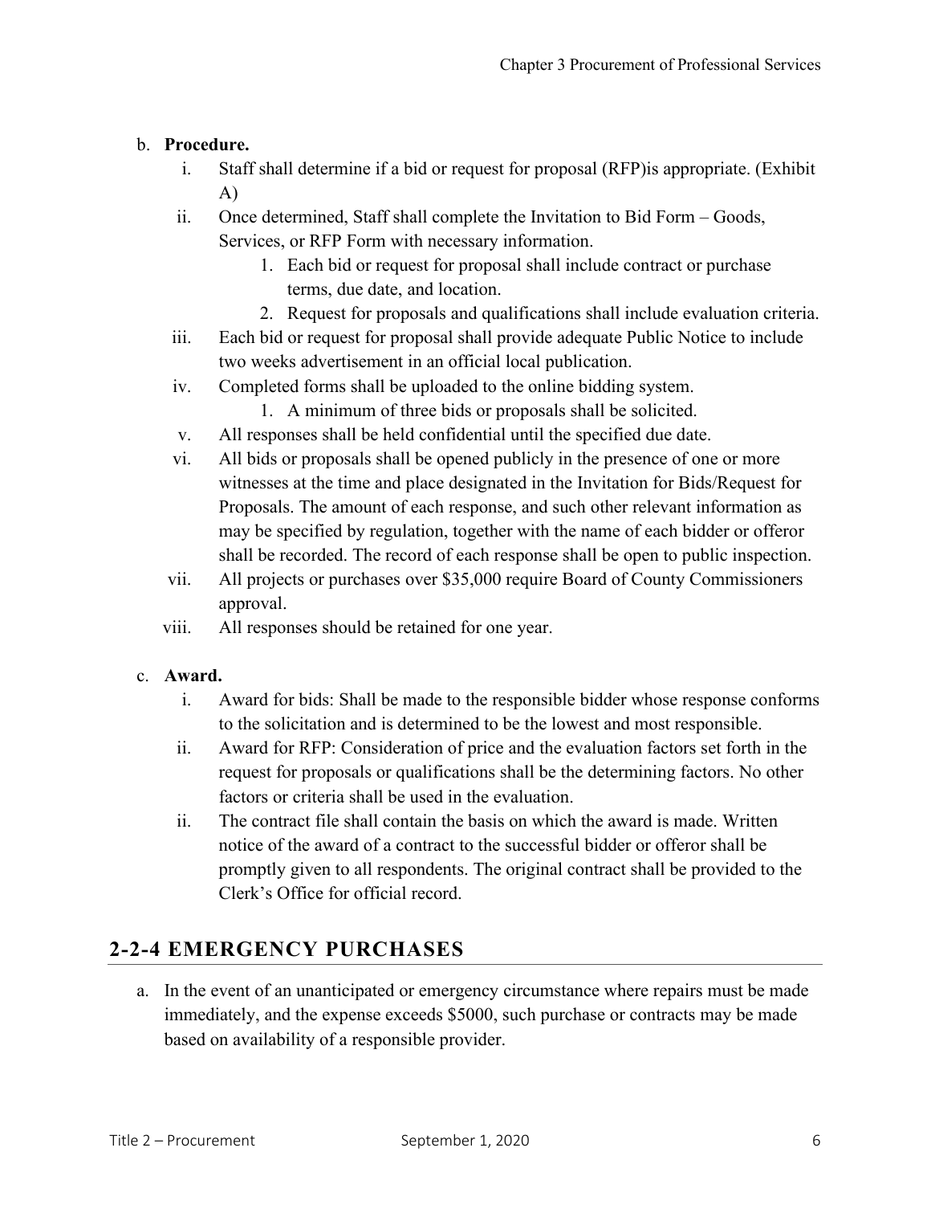b. **Procedure.**
   i. Staff shall determine if a bid or request for proposal (RFP)is appropriate. (Exhibit A)
   ii. Once determined, Staff shall complete the Invitation to Bid Form – Goods, Services, or RFP Form with necessary information.
      1. Each bid or request for proposal shall include contract or purchase terms, due date, and location.
      2. Request for proposals and qualifications shall include evaluation criteria.
   iii. Each bid or request for proposal shall provide adequate Public Notice to include two weeks advertisement in an official local publication.
   iv. Completed forms shall be uploaded to the online bidding system.
      1. A minimum of three bids or proposals shall be solicited.
   v. All responses shall be held confidential until the specified due date.
   vi. All bids or proposals shall be opened publicly in the presence of one or more witnesses at the time and place designated in the Invitation for Bids/Request for Proposals. The amount of each response, and such other relevant information as may be specified by regulation, together with the name of each bidder or offeror shall be recorded. The record of each response shall be open to public inspection.
   vii. All projects or purchases over $35,000 require Board of County Commissioners approval.
   viii. All responses should be retained for one year.

c. **Award.**
   i. Award for bids: Shall be made to the responsible bidder whose response conforms to the solicitation and is determined to be the lowest and most responsible.
   ii. Award for RFP: Consideration of price and the evaluation factors set forth in the request for proposals or qualifications shall be the determining factors. No other factors or criteria shall be used in the evaluation.
   ii. The contract file shall contain the basis on which the award is made. Written notice of the award of a contract to the successful bidder or offeror shall be promptly given to all respondents. The original contract shall be provided to the Clerk's Office for official record.

## 2-2-4 EMERGENCY PURCHASES

a. In the event of an unanticipated or emergency circumstance where repairs must be made immediately, and the expense exceeds $5000, such purchase or contracts may be made based on availability of a responsible provider.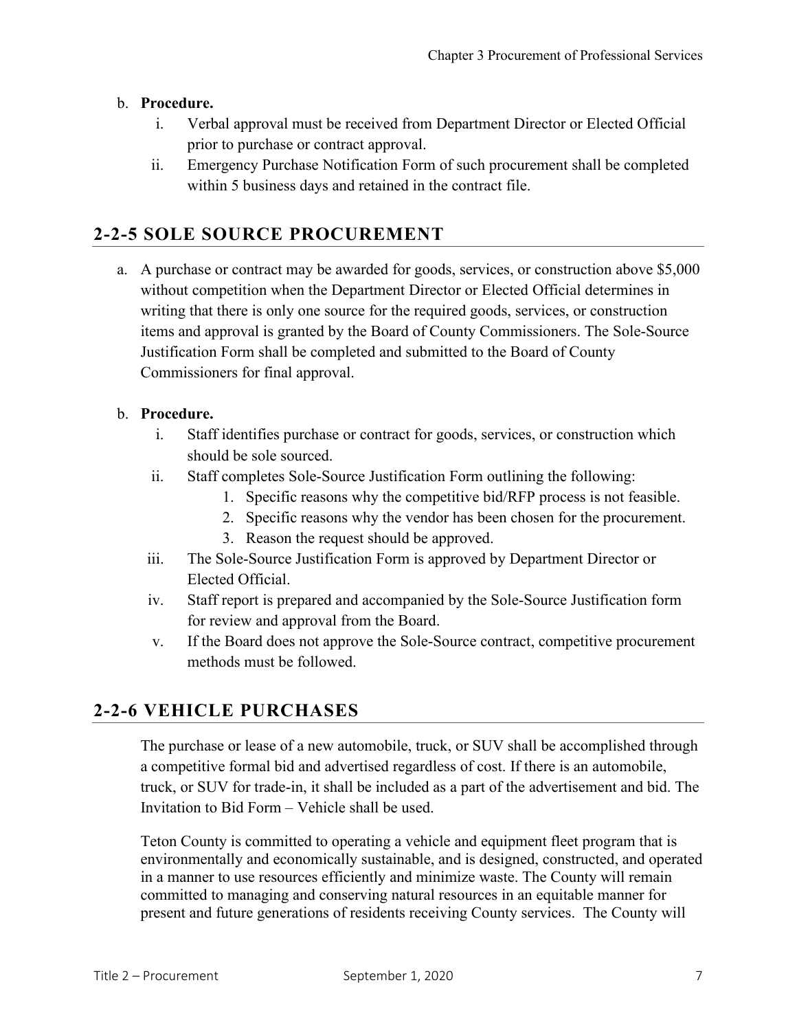b. **Procedure.**
   i. Verbal approval must be received from Department Director or Elected Official prior to purchase or contract approval.
   ii. Emergency Purchase Notification Form of such procurement shall be completed within 5 business days and retained in the contract file.

## 2-2-5 SOLE SOURCE PROCUREMENT

a. A purchase or contract may be awarded for goods, services, or construction above $5,000 without competition when the Department Director or Elected Official determines in writing that there is only one source for the required goods, services, or construction items and approval is granted by the Board of County Commissioners. The Sole-Source Justification Form shall be completed and submitted to the Board of County Commissioners for final approval.

b. **Procedure.**
   i. Staff identifies purchase or contract for goods, services, or construction which should be sole sourced.
   ii. Staff completes Sole-Source Justification Form outlining the following:
      1. Specific reasons why the competitive bid/RFP process is not feasible.
      2. Specific reasons why the vendor has been chosen for the procurement.
      3. Reason the request should be approved.
   iii. The Sole-Source Justification Form is approved by Department Director or Elected Official.
   iv. Staff report is prepared and accompanied by the Sole-Source Justification form for review and approval from the Board.
   v. If the Board does not approve the Sole-Source contract, competitive procurement methods must be followed.

## 2-2-6 VEHICLE PURCHASES

The purchase or lease of a new automobile, truck, or SUV shall be accomplished through a competitive formal bid and advertised regardless of cost. If there is an automobile, truck, or SUV for trade-in, it shall be included as a part of the advertisement and bid. The Invitation to Bid Form – Vehicle shall be used.

Teton County is committed to operating a vehicle and equipment fleet program that is environmentally and economically sustainable, and is designed, constructed, and operated in a manner to use resources efficiently and minimize waste. The County will remain committed to managing and conserving natural resources in an equitable manner for present and future generations of residents receiving County services. The County will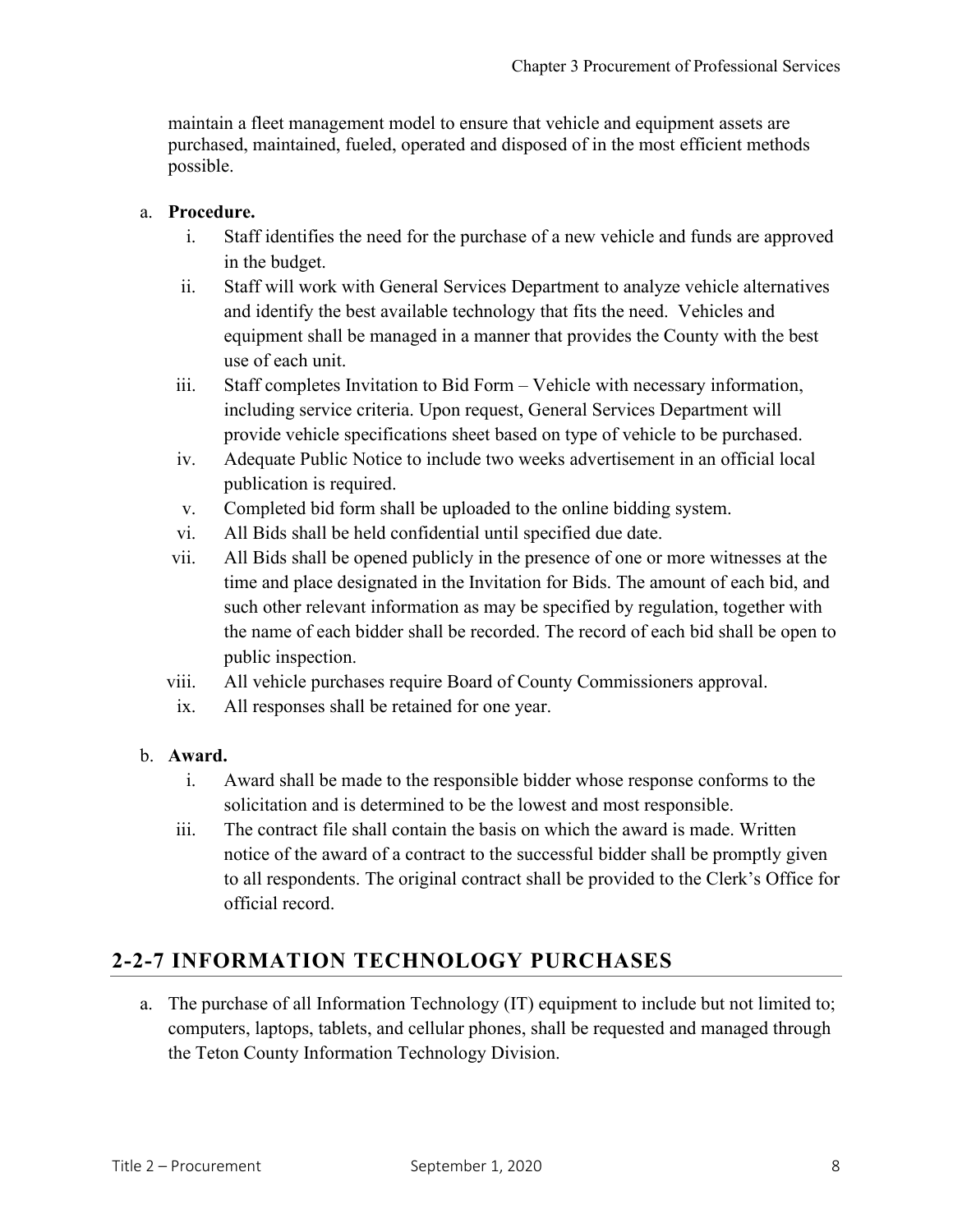maintain a fleet management model to ensure that vehicle and equipment assets are purchased, maintained, fueled, operated and disposed of in the most efficient methods possible.

a. **Procedure.**
   i. Staff identifies the need for the purchase of a new vehicle and funds are approved in the budget.
   ii. Staff will work with General Services Department to analyze vehicle alternatives and identify the best available technology that fits the need. Vehicles and equipment shall be managed in a manner that provides the County with the best use of each unit.
   iii. Staff completes Invitation to Bid Form – Vehicle with necessary information, including service criteria. Upon request, General Services Department will provide vehicle specifications sheet based on type of vehicle to be purchased.
   iv. Adequate Public Notice to include two weeks advertisement in an official local publication is required.
   v. Completed bid form shall be uploaded to the online bidding system.
   vi. All Bids shall be held confidential until specified due date.
   vii. All Bids shall be opened publicly in the presence of one or more witnesses at the time and place designated in the Invitation for Bids. The amount of each bid, and such other relevant information as may be specified by regulation, together with the name of each bidder shall be recorded. The record of each bid shall be open to public inspection.
   viii. All vehicle purchases require Board of County Commissioners approval.
   ix. All responses shall be retained for one year.

b. **Award.**
   i. Award shall be made to the responsible bidder whose response conforms to the solicitation and is determined to be the lowest and most responsible.
   iii. The contract file shall contain the basis on which the award is made. Written notice of the award of a contract to the successful bidder shall be promptly given to all respondents. The original contract shall be provided to the Clerk's Office for official record.

## 2-2-7 INFORMATION TECHNOLOGY PURCHASES

a. The purchase of all Information Technology (IT) equipment to include but not limited to; computers, laptops, tablets, and cellular phones, shall be requested and managed through the Teton County Information Technology Division.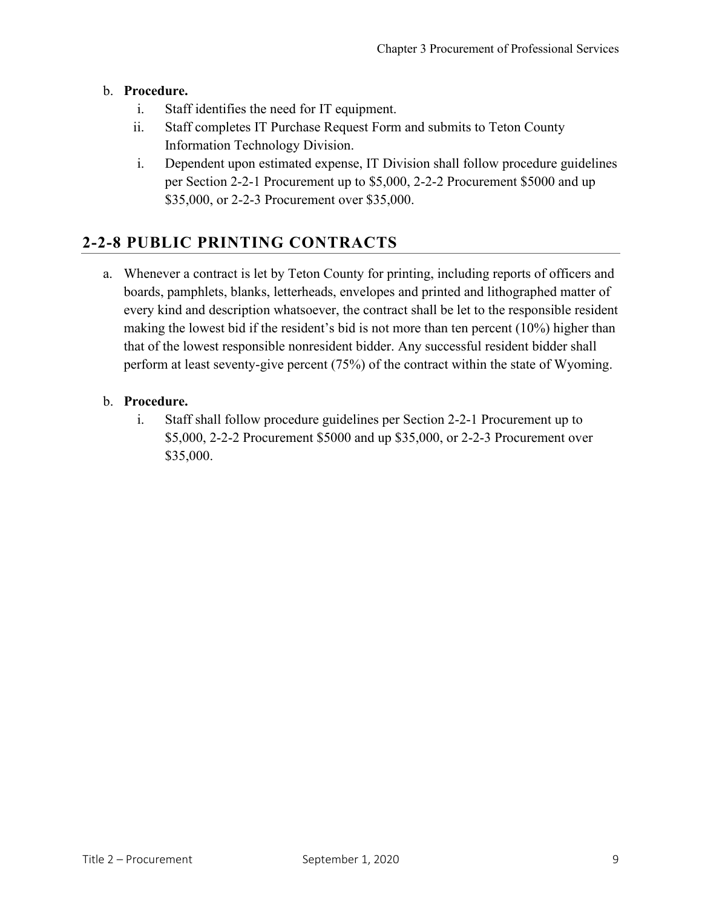b. **Procedure.**
   i. Staff identifies the need for IT equipment.
   ii. Staff completes IT Purchase Request Form and submits to Teton County Information Technology Division.
   i. Dependent upon estimated expense, IT Division shall follow procedure guidelines per Section 2-2-1 Procurement up to $5,000, 2-2-2 Procurement $5000 and up $35,000, or 2-2-3 Procurement over $35,000.

## 2-2-8 PUBLIC PRINTING CONTRACTS

a. Whenever a contract is let by Teton County for printing, including reports of officers and boards, pamphlets, blanks, letterheads, envelopes and printed and lithographed matter of every kind and description whatsoever, the contract shall be let to the responsible resident making the lowest bid if the resident's bid is not more than ten percent (10%) higher than that of the lowest responsible nonresident bidder. Any successful resident bidder shall perform at least seventy-give percent (75%) of the contract within the state of Wyoming.

b. **Procedure.**
   i. Staff shall follow procedure guidelines per Section 2-2-1 Procurement up to $5,000, 2-2-2 Procurement $5000 and up $35,000, or 2-2-3 Procurement over $35,000.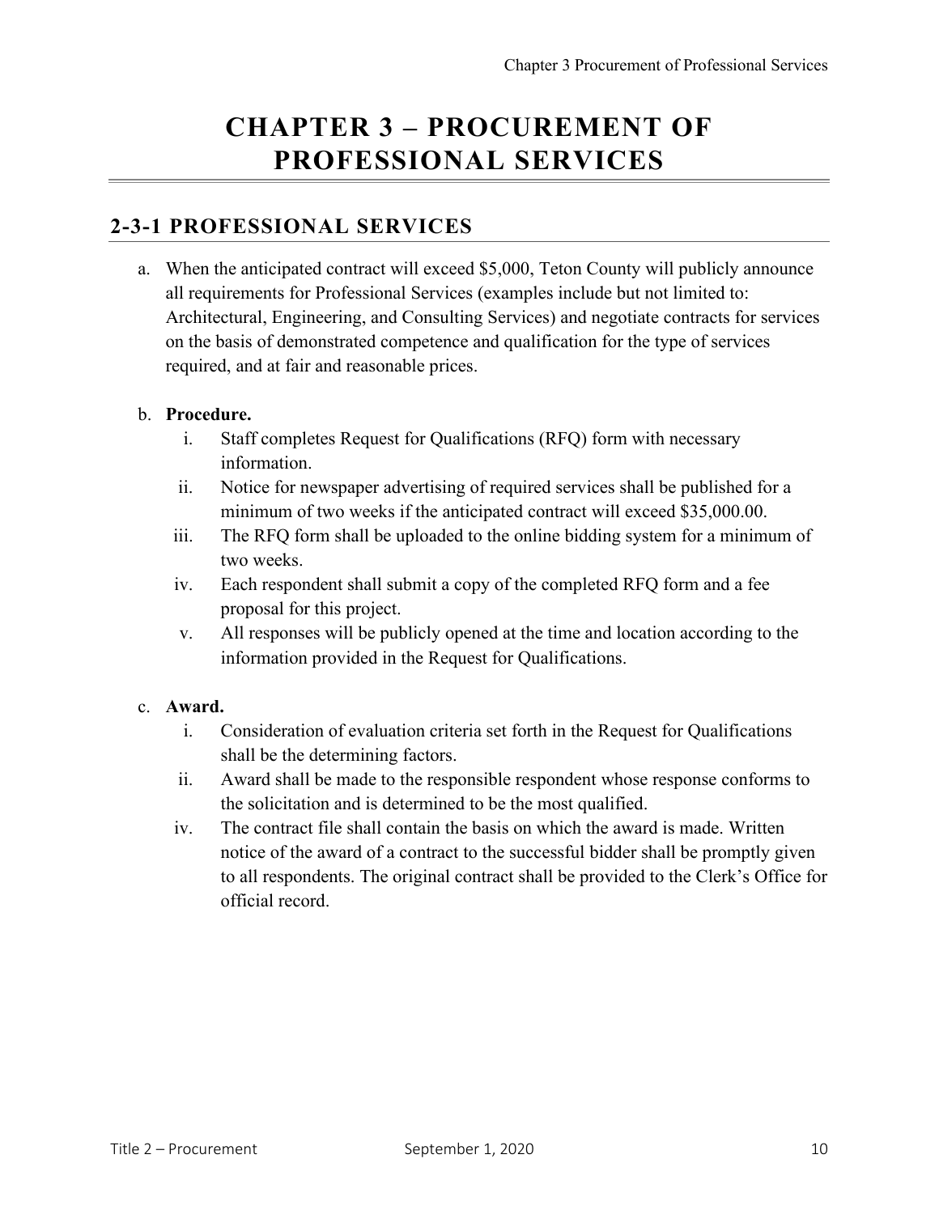# CHAPTER 3 – PROCUREMENT OF PROFESSIONAL SERVICES

## 2-3-1 PROFESSIONAL SERVICES

a. When the anticipated contract will exceed $5,000, Teton County will publicly announce all requirements for Professional Services (examples include but not limited to: Architectural, Engineering, and Consulting Services) and negotiate contracts for services on the basis of demonstrated competence and qualification for the type of services required, and at fair and reasonable prices.

b. **Procedure.**
   i. Staff completes Request for Qualifications (RFQ) form with necessary information.
   ii. Notice for newspaper advertising of required services shall be published for a minimum of two weeks if the anticipated contract will exceed $35,000.00.
   iii. The RFQ form shall be uploaded to the online bidding system for a minimum of two weeks.
   iv. Each respondent shall submit a copy of the completed RFQ form and a fee proposal for this project.
   v. All responses will be publicly opened at the time and location according to the information provided in the Request for Qualifications.

c. **Award.**
   i. Consideration of evaluation criteria set forth in the Request for Qualifications shall be the determining factors.
   ii. Award shall be made to the responsible respondent whose response conforms to the solicitation and is determined to be the most qualified.
   iv. The contract file shall contain the basis on which the award is made. Written notice of the award of a contract to the successful bidder shall be promptly given to all respondents. The original contract shall be provided to the Clerk's Office for official record.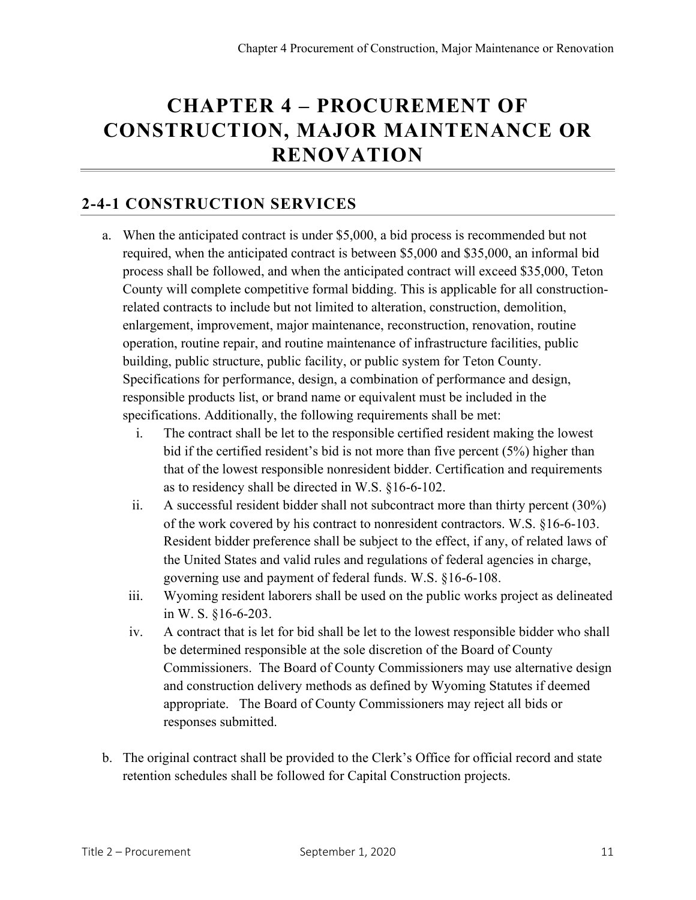# CHAPTER 4 – PROCUREMENT OF CONSTRUCTION, MAJOR MAINTENANCE OR RENOVATION

## 2-4-1 CONSTRUCTION SERVICES

a. When the anticipated contract is under $5,000, a bid process is recommended but not required, when the anticipated contract is between $5,000 and $35,000, an informal bid process shall be followed, and when the anticipated contract will exceed $35,000, Teton County will complete competitive formal bidding. This is applicable for all construction-related contracts to include but not limited to alteration, construction, demolition, enlargement, improvement, major maintenance, reconstruction, renovation, routine operation, routine repair, and routine maintenance of infrastructure facilities, public building, public structure, public facility, or public system for Teton County. Specifications for performance, design, a combination of performance and design, responsible products list, or brand name or equivalent must be included in the specifications. Additionally, the following requirements shall be met:

   i. The contract shall be let to the responsible certified resident making the lowest bid if the certified resident's bid is not more than five percent (5%) higher than that of the lowest responsible nonresident bidder. Certification and requirements as to residency shall be directed in W.S. §16-6-102.

   ii. A successful resident bidder shall not subcontract more than thirty percent (30%) of the work covered by his contract to nonresident contractors. W.S. §16-6-103. Resident bidder preference shall be subject to the effect, if any, of related laws of the United States and valid rules and regulations of federal agencies in charge, governing use and payment of federal funds. W.S. §16-6-108.

   iii. Wyoming resident laborers shall be used on the public works project as delineated in W. S. §16-6-203.

   iv. A contract that is let for bid shall be let to the lowest responsible bidder who shall be determined responsible at the sole discretion of the Board of County Commissioners. The Board of County Commissioners may use alternative design and construction delivery methods as defined by Wyoming Statutes if deemed appropriate. The Board of County Commissioners may reject all bids or responses submitted.

b. The original contract shall be provided to the Clerk's Office for official record and state retention schedules shall be followed for Capital Construction projects.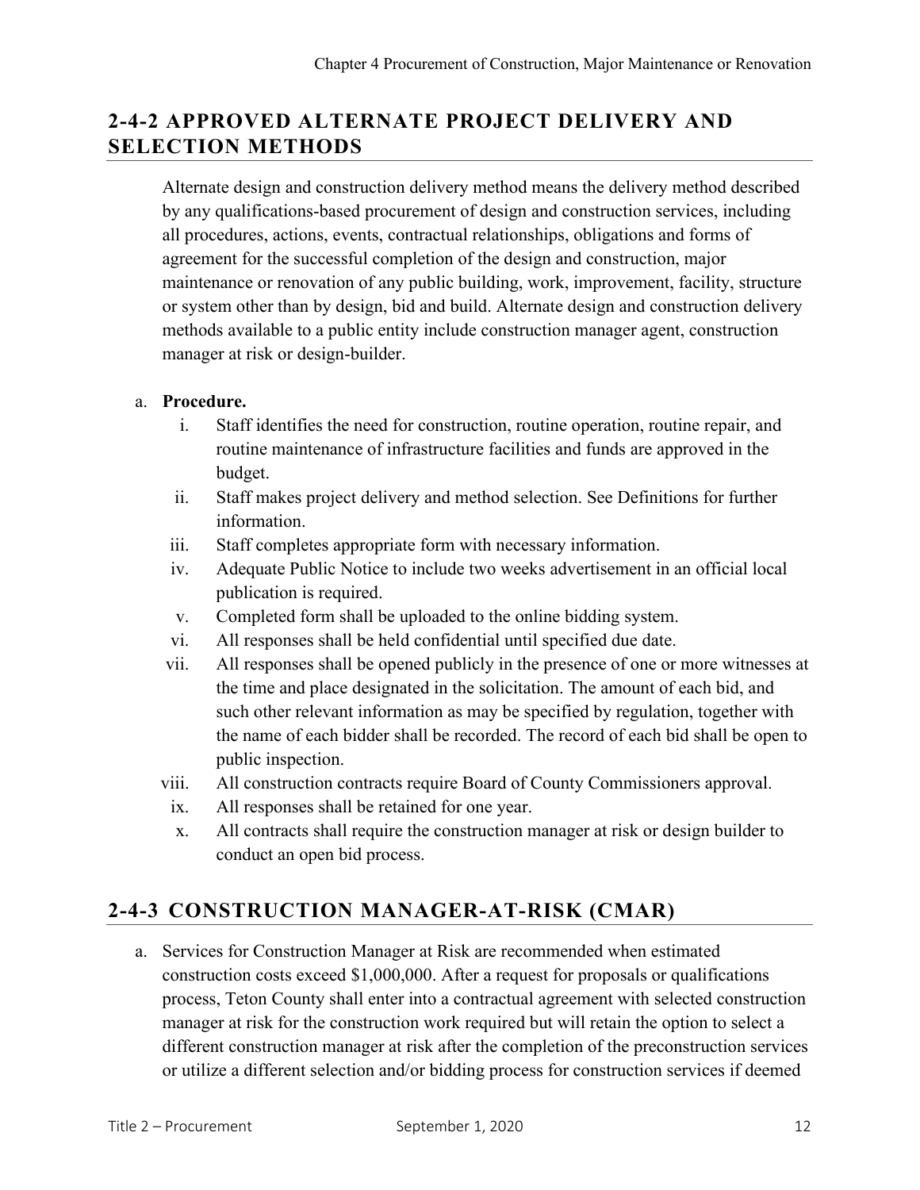## 2-4-2 APPROVED ALTERNATE PROJECT DELIVERY AND SELECTION METHODS

Alternate design and construction delivery method means the delivery method described by any qualifications-based procurement of design and construction services, including all procedures, actions, events, contractual relationships, obligations and forms of agreement for the successful completion of the design and construction, major maintenance or renovation of any public building, work, improvement, facility, structure or system other than by design, bid and build. Alternate design and construction delivery methods available to a public entity include construction manager agent, construction manager at risk or design-builder.

a. **Procedure.**
   i. Staff identifies the need for construction, routine operation, routine repair, and routine maintenance of infrastructure facilities and funds are approved in the budget.
   ii. Staff makes project delivery and method selection. See Definitions for further information.
   iii. Staff completes appropriate form with necessary information.
   iv. Adequate Public Notice to include two weeks advertisement in an official local publication is required.
   v. Completed form shall be uploaded to the online bidding system.
   vi. All responses shall be held confidential until specified due date.
   vii. All responses shall be opened publicly in the presence of one or more witnesses at the time and place designated in the solicitation. The amount of each bid, and such other relevant information as may be specified by regulation, together with the name of each bidder shall be recorded. The record of each bid shall be open to public inspection.
   viii. All construction contracts require Board of County Commissioners approval.
   ix. All responses shall be retained for one year.
   x. All contracts shall require the construction manager at risk or design builder to conduct an open bid process.

## 2-4-3 CONSTRUCTION MANAGER-AT-RISK (CMAR)

a. Services for Construction Manager at Risk are recommended when estimated construction costs exceed $1,000,000. After a request for proposals or qualifications process, Teton County shall enter into a contractual agreement with selected construction manager at risk for the construction work required but will retain the option to select a different construction manager at risk after the completion of the preconstruction services or utilize a different selection and/or bidding process for construction services if deemed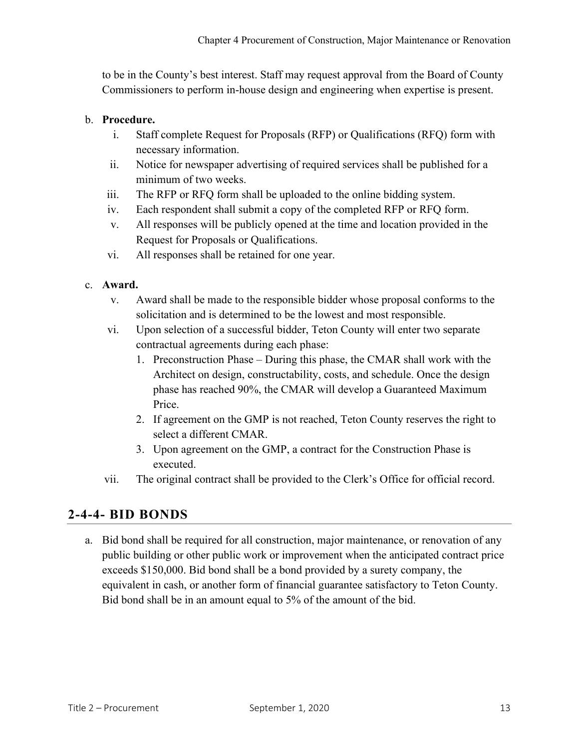to be in the County's best interest. Staff may request approval from the Board of County Commissioners to perform in-house design and engineering when expertise is present.

b. **Procedure.**
   i. Staff complete Request for Proposals (RFP) or Qualifications (RFQ) form with necessary information.
   ii. Notice for newspaper advertising of required services shall be published for a minimum of two weeks.
   iii. The RFP or RFQ form shall be uploaded to the online bidding system.
   iv. Each respondent shall submit a copy of the completed RFP or RFQ form.
   v. All responses will be publicly opened at the time and location provided in the Request for Proposals or Qualifications.
   vi. All responses shall be retained for one year.

c. **Award.**
   v. Award shall be made to the responsible bidder whose proposal conforms to the solicitation and is determined to be the lowest and most responsible.
   vi. Upon selection of a successful bidder, Teton County will enter two separate contractual agreements during each phase:
      1. Preconstruction Phase – During this phase, the CMAR shall work with the Architect on design, constructability, costs, and schedule. Once the design phase has reached 90%, the CMAR will develop a Guaranteed Maximum Price.
      2. If agreement on the GMP is not reached, Teton County reserves the right to select a different CMAR.
      3. Upon agreement on the GMP, a contract for the Construction Phase is executed.
   vii. The original contract shall be provided to the Clerk's Office for official record.

## 2-4-4- BID BONDS

a. Bid bond shall be required for all construction, major maintenance, or renovation of any public building or other public work or improvement when the anticipated contract price exceeds $150,000. Bid bond shall be a bond provided by a surety company, the equivalent in cash, or another form of financial guarantee satisfactory to Teton County. Bid bond shall be in an amount equal to 5% of the amount of the bid.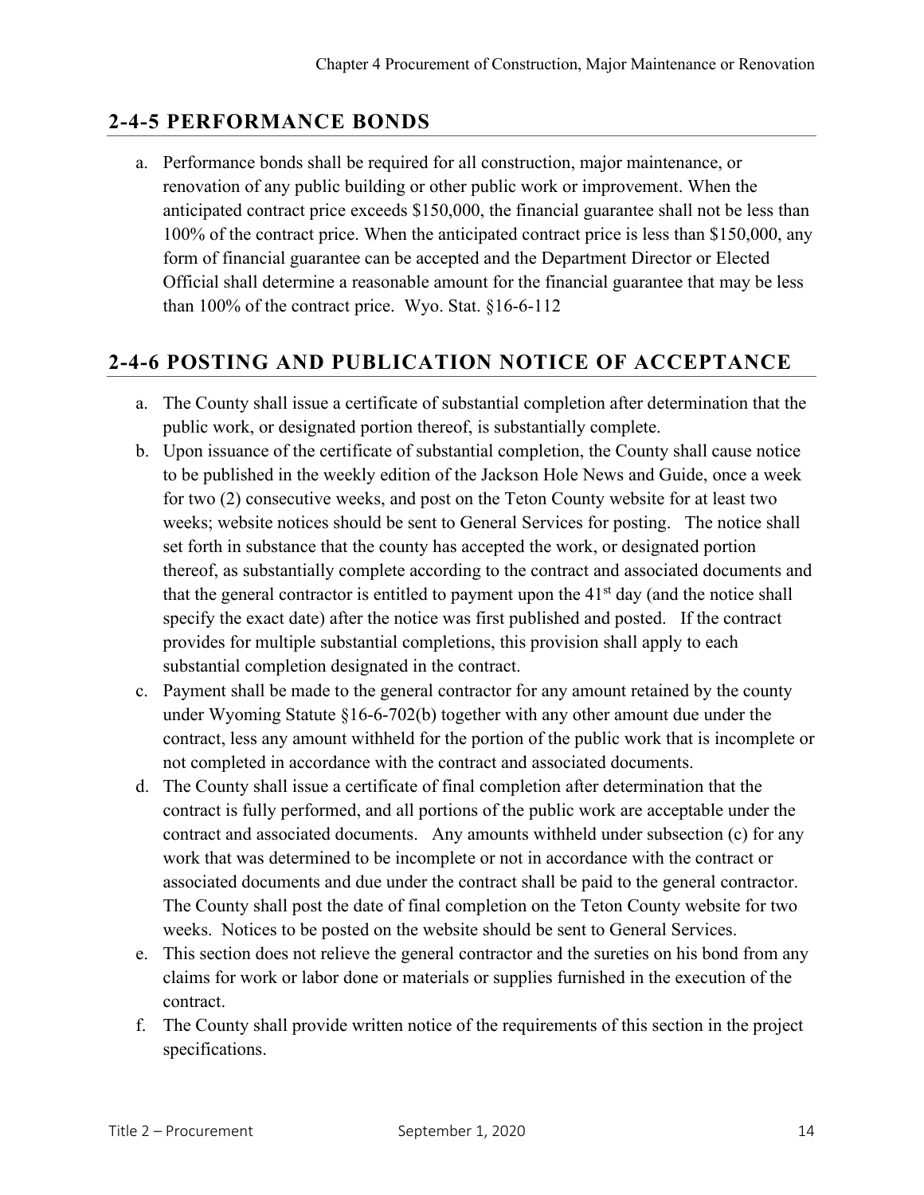## 2-4-5 PERFORMANCE BONDS

a. Performance bonds shall be required for all construction, major maintenance, or renovation of any public building or other public work or improvement. When the anticipated contract price exceeds $150,000, the financial guarantee shall not be less than 100% of the contract price. When the anticipated contract price is less than $150,000, any form of financial guarantee can be accepted and the Department Director or Elected Official shall determine a reasonable amount for the financial guarantee that may be less than 100% of the contract price. Wyo. Stat. §16-6-112

## 2-4-6 POSTING AND PUBLICATION NOTICE OF ACCEPTANCE

a. The County shall issue a certificate of substantial completion after determination that the public work, or designated portion thereof, is substantially complete.
b. Upon issuance of the certificate of substantial completion, the County shall cause notice to be published in the weekly edition of the Jackson Hole News and Guide, once a week for two (2) consecutive weeks, and post on the Teton County website for at least two weeks; website notices should be sent to General Services for posting. The notice shall set forth in substance that the county has accepted the work, or designated portion thereof, as substantially complete according to the contract and associated documents and that the general contractor is entitled to payment upon the 41st day (and the notice shall specify the exact date) after the notice was first published and posted. If the contract provides for multiple substantial completions, this provision shall apply to each substantial completion designated in the contract.
c. Payment shall be made to the general contractor for any amount retained by the county under Wyoming Statute §16-6-702(b) together with any other amount due under the contract, less any amount withheld for the portion of the public work that is incomplete or not completed in accordance with the contract and associated documents.
d. The County shall issue a certificate of final completion after determination that the contract is fully performed, and all portions of the public work are acceptable under the contract and associated documents. Any amounts withheld under subsection (c) for any work that was determined to be incomplete or not in accordance with the contract or associated documents and due under the contract shall be paid to the general contractor. The County shall post the date of final completion on the Teton County website for two weeks. Notices to be posted on the website should be sent to General Services.
e. This section does not relieve the general contractor and the sureties on his bond from any claims for work or labor done or materials or supplies furnished in the execution of the contract.
f. The County shall provide written notice of the requirements of this section in the project specifications.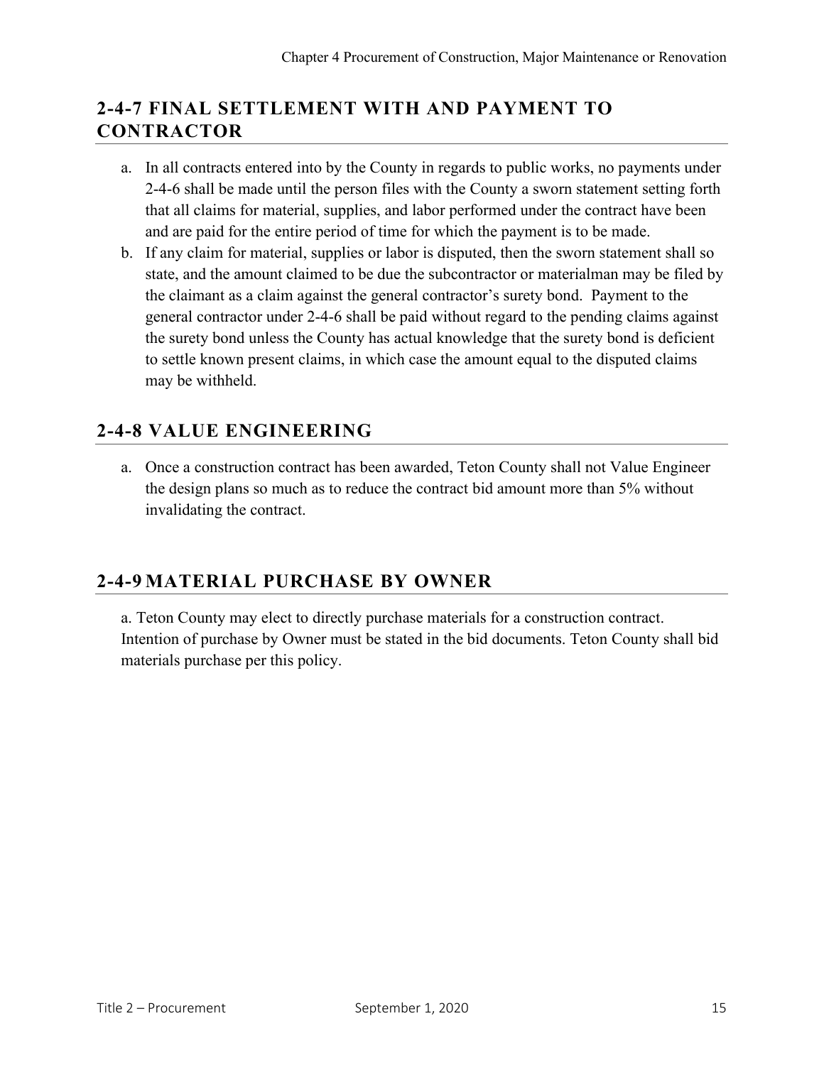## 2-4-7 FINAL SETTLEMENT WITH AND PAYMENT TO CONTRACTOR

a. In all contracts entered into by the County in regards to public works, no payments under 2-4-6 shall be made until the person files with the County a sworn statement setting forth that all claims for material, supplies, and labor performed under the contract have been and are paid for the entire period of time for which the payment is to be made.

b. If any claim for material, supplies or labor is disputed, then the sworn statement shall so state, and the amount claimed to be due the subcontractor or materialman may be filed by the claimant as a claim against the general contractor's surety bond. Payment to the general contractor under 2-4-6 shall be paid without regard to the pending claims against the surety bond unless the County has actual knowledge that the surety bond is deficient to settle known present claims, in which case the amount equal to the disputed claims may be withheld.

## 2-4-8 VALUE ENGINEERING

a. Once a construction contract has been awarded, Teton County shall not Value Engineer the design plans so much as to reduce the contract bid amount more than 5% without invalidating the contract.

## 2-4-9 MATERIAL PURCHASE BY OWNER

a. Teton County may elect to directly purchase materials for a construction contract. Intention of purchase by Owner must be stated in the bid documents. Teton County shall bid materials purchase per this policy.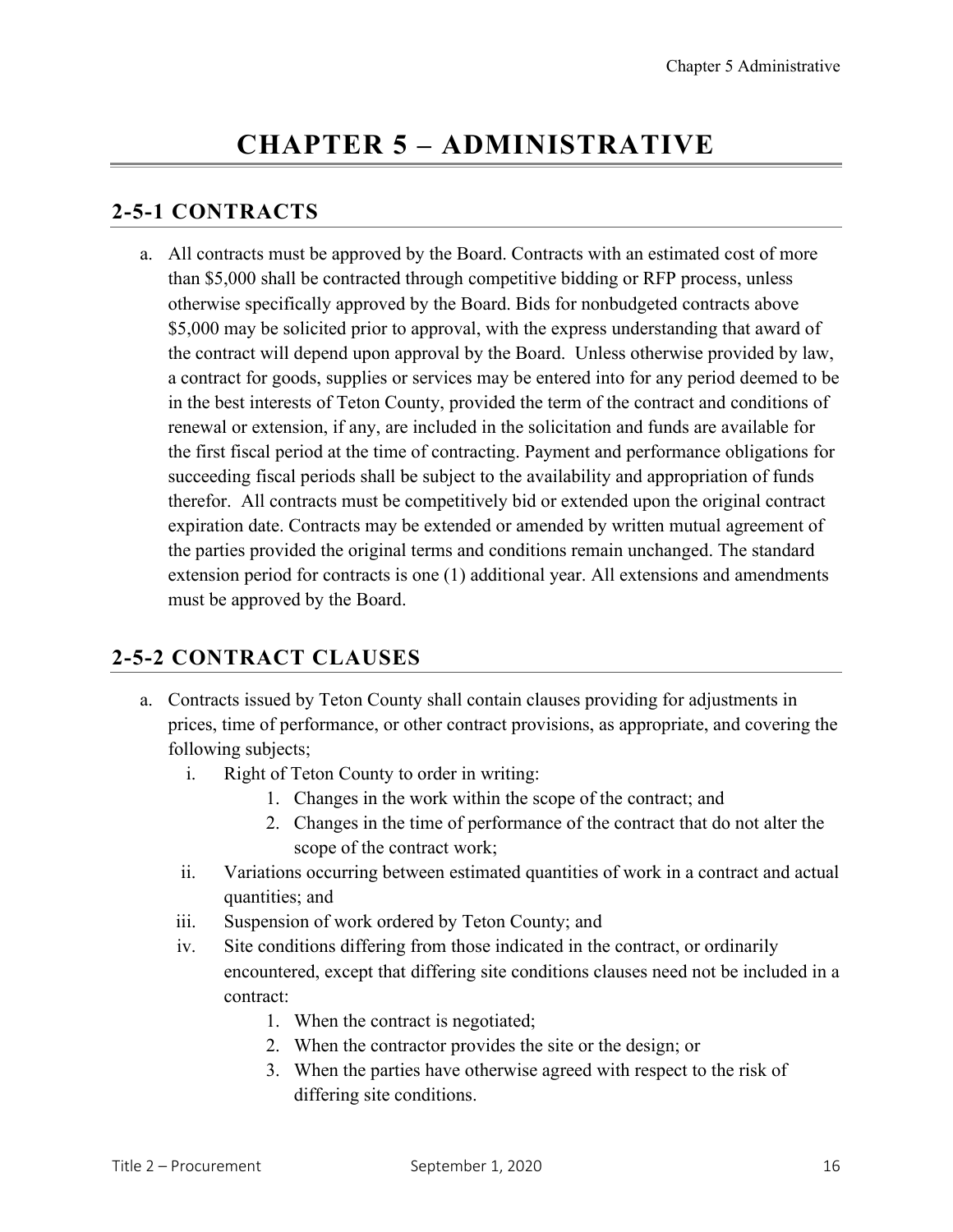# CHAPTER 5 – ADMINISTRATIVE

## 2-5-1 CONTRACTS

a. All contracts must be approved by the Board. Contracts with an estimated cost of more than $5,000 shall be contracted through competitive bidding or RFP process, unless otherwise specifically approved by the Board. Bids for nonbudgeted contracts above $5,000 may be solicited prior to approval, with the express understanding that award of the contract will depend upon approval by the Board. Unless otherwise provided by law, a contract for goods, supplies or services may be entered into for any period deemed to be in the best interests of Teton County, provided the term of the contract and conditions of renewal or extension, if any, are included in the solicitation and funds are available for the first fiscal period at the time of contracting. Payment and performance obligations for succeeding fiscal periods shall be subject to the availability and appropriation of funds therefor. All contracts must be competitively bid or extended upon the original contract expiration date. Contracts may be extended or amended by written mutual agreement of the parties provided the original terms and conditions remain unchanged. The standard extension period for contracts is one (1) additional year. All extensions and amendments must be approved by the Board.

## 2-5-2 CONTRACT CLAUSES

a. Contracts issued by Teton County shall contain clauses providing for adjustments in prices, time of performance, or other contract provisions, as appropriate, and covering the following subjects;
   i. Right of Teton County to order in writing:
      1. Changes in the work within the scope of the contract; and
      2. Changes in the time of performance of the contract that do not alter the scope of the contract work;
   ii. Variations occurring between estimated quantities of work in a contract and actual quantities; and
   iii. Suspension of work ordered by Teton County; and
   iv. Site conditions differing from those indicated in the contract, or ordinarily encountered, except that differing site conditions clauses need not be included in a contract:
      1. When the contract is negotiated;
      2. When the contractor provides the site or the design; or
      3. When the parties have otherwise agreed with respect to the risk of differing site conditions.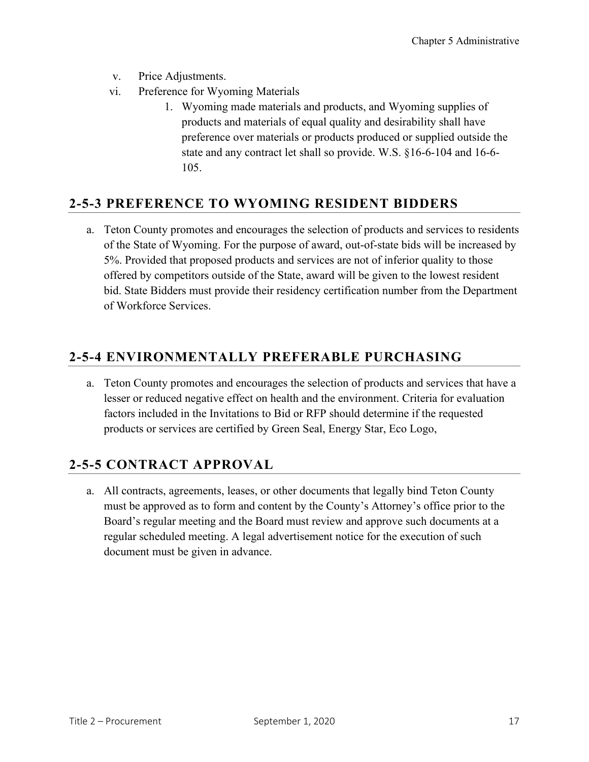v. Price Adjustments.

vi. Preference for Wyoming Materials

1. Wyoming made materials and products, and Wyoming supplies of products and materials of equal quality and desirability shall have preference over materials or products produced or supplied outside the state and any contract let shall so provide. W.S. §16-6-104 and 16-6-105.

## 2-5-3 PREFERENCE TO WYOMING RESIDENT BIDDERS

a. Teton County promotes and encourages the selection of products and services to residents of the State of Wyoming. For the purpose of award, out-of-state bids will be increased by 5%. Provided that proposed products and services are not of inferior quality to those offered by competitors outside of the State, award will be given to the lowest resident bid. State Bidders must provide their residency certification number from the Department of Workforce Services.

## 2-5-4 ENVIRONMENTALLY PREFERABLE PURCHASING

a. Teton County promotes and encourages the selection of products and services that have a lesser or reduced negative effect on health and the environment. Criteria for evaluation factors included in the Invitations to Bid or RFP should determine if the requested products or services are certified by Green Seal, Energy Star, Eco Logo,

## 2-5-5 CONTRACT APPROVAL

a. All contracts, agreements, leases, or other documents that legally bind Teton County must be approved as to form and content by the County's Attorney's office prior to the Board's regular meeting and the Board must review and approve such documents at a regular scheduled meeting. A legal advertisement notice for the execution of such document must be given in advance.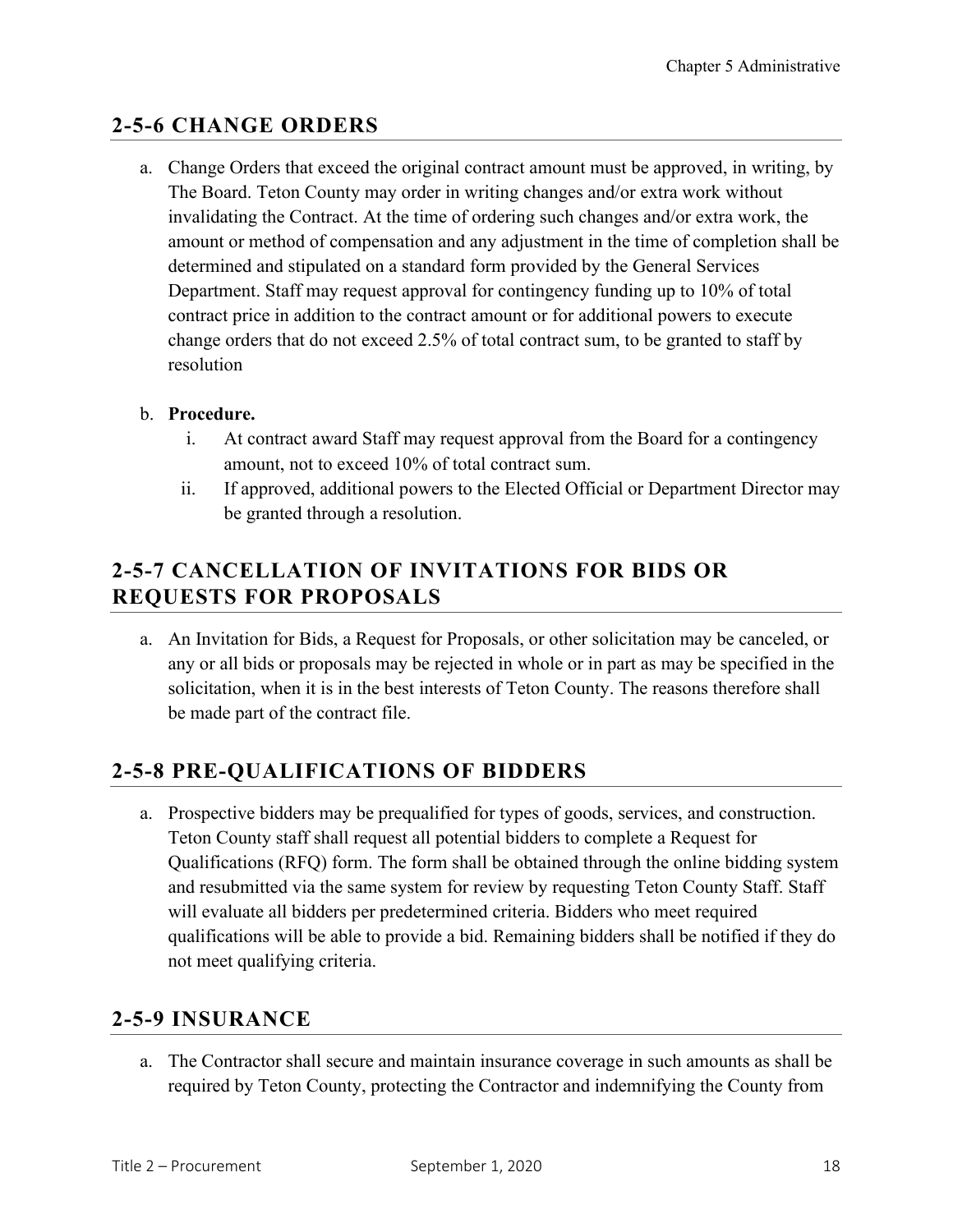## 2-5-6 CHANGE ORDERS

a. Change Orders that exceed the original contract amount must be approved, in writing, by The Board. Teton County may order in writing changes and/or extra work without invalidating the Contract. At the time of ordering such changes and/or extra work, the amount or method of compensation and any adjustment in the time of completion shall be determined and stipulated on a standard form provided by the General Services Department. Staff may request approval for contingency funding up to 10% of total contract price in addition to the contract amount or for additional powers to execute change orders that do not exceed 2.5% of total contract sum, to be granted to staff by resolution

b. **Procedure.**
   i. At contract award Staff may request approval from the Board for a contingency amount, not to exceed 10% of total contract sum.
   ii. If approved, additional powers to the Elected Official or Department Director may be granted through a resolution.

## 2-5-7 CANCELLATION OF INVITATIONS FOR BIDS OR REQUESTS FOR PROPOSALS

a. An Invitation for Bids, a Request for Proposals, or other solicitation may be canceled, or any or all bids or proposals may be rejected in whole or in part as may be specified in the solicitation, when it is in the best interests of Teton County. The reasons therefore shall be made part of the contract file.

## 2-5-8 PRE-QUALIFICATIONS OF BIDDERS

a. Prospective bidders may be prequalified for types of goods, services, and construction. Teton County staff shall request all potential bidders to complete a Request for Qualifications (RFQ) form. The form shall be obtained through the online bidding system and resubmitted via the same system for review by requesting Teton County Staff. Staff will evaluate all bidders per predetermined criteria. Bidders who meet required qualifications will be able to provide a bid. Remaining bidders shall be notified if they do not meet qualifying criteria.

## 2-5-9 INSURANCE

a. The Contractor shall secure and maintain insurance coverage in such amounts as shall be required by Teton County, protecting the Contractor and indemnifying the County from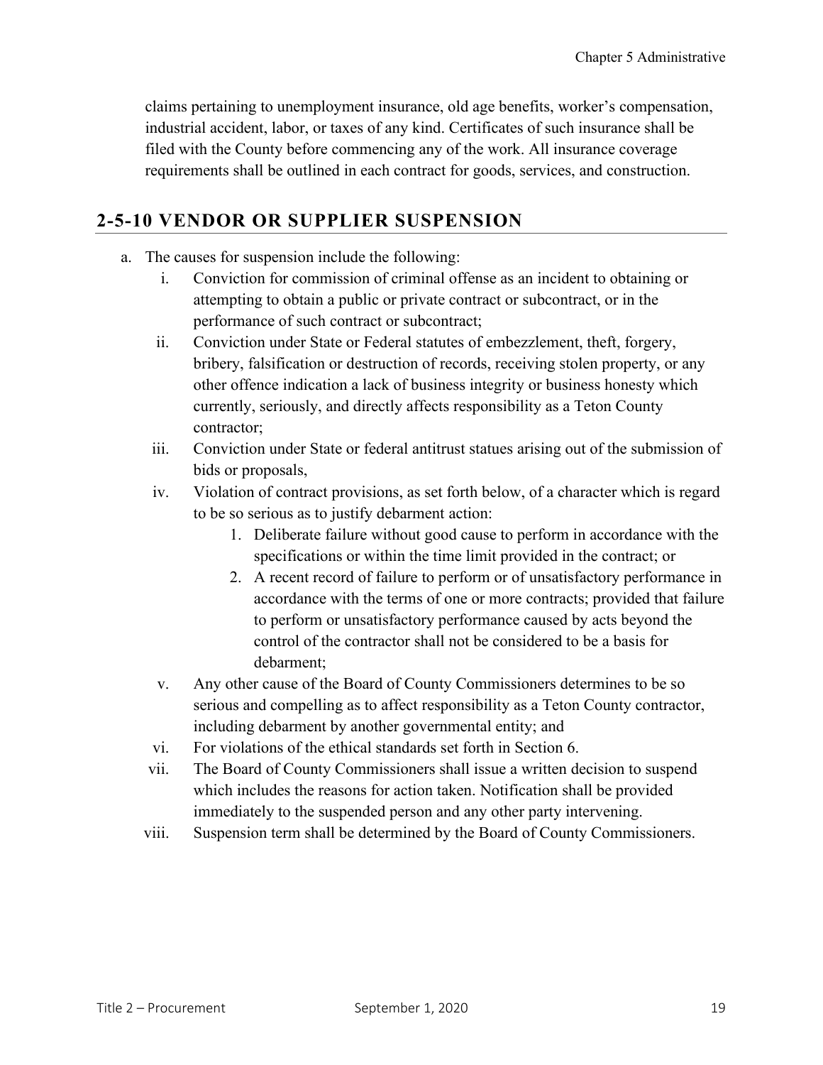claims pertaining to unemployment insurance, old age benefits, worker's compensation, industrial accident, labor, or taxes of any kind. Certificates of such insurance shall be filed with the County before commencing any of the work. All insurance coverage requirements shall be outlined in each contract for goods, services, and construction.

## 2-5-10 VENDOR OR SUPPLIER SUSPENSION

a. The causes for suspension include the following:
   i. Conviction for commission of criminal offense as an incident to obtaining or attempting to obtain a public or private contract or subcontract, or in the performance of such contract or subcontract;
   ii. Conviction under State or Federal statutes of embezzlement, theft, forgery, bribery, falsification or destruction of records, receiving stolen property, or any other offence indication a lack of business integrity or business honesty which currently, seriously, and directly affects responsibility as a Teton County contractor;
   iii. Conviction under State or federal antitrust statues arising out of the submission of bids or proposals,
   iv. Violation of contract provisions, as set forth below, of a character which is regard to be so serious as to justify debarment action:
      1. Deliberate failure without good cause to perform in accordance with the specifications or within the time limit provided in the contract; or
      2. A recent record of failure to perform or of unsatisfactory performance in accordance with the terms of one or more contracts; provided that failure to perform or unsatisfactory performance caused by acts beyond the control of the contractor shall not be considered to be a basis for debarment;
   v. Any other cause of the Board of County Commissioners determines to be so serious and compelling as to affect responsibility as a Teton County contractor, including debarment by another governmental entity; and
   vi. For violations of the ethical standards set forth in Section 6.
   vii. The Board of County Commissioners shall issue a written decision to suspend which includes the reasons for action taken. Notification shall be provided immediately to the suspended person and any other party intervening.
   viii. Suspension term shall be determined by the Board of County Commissioners.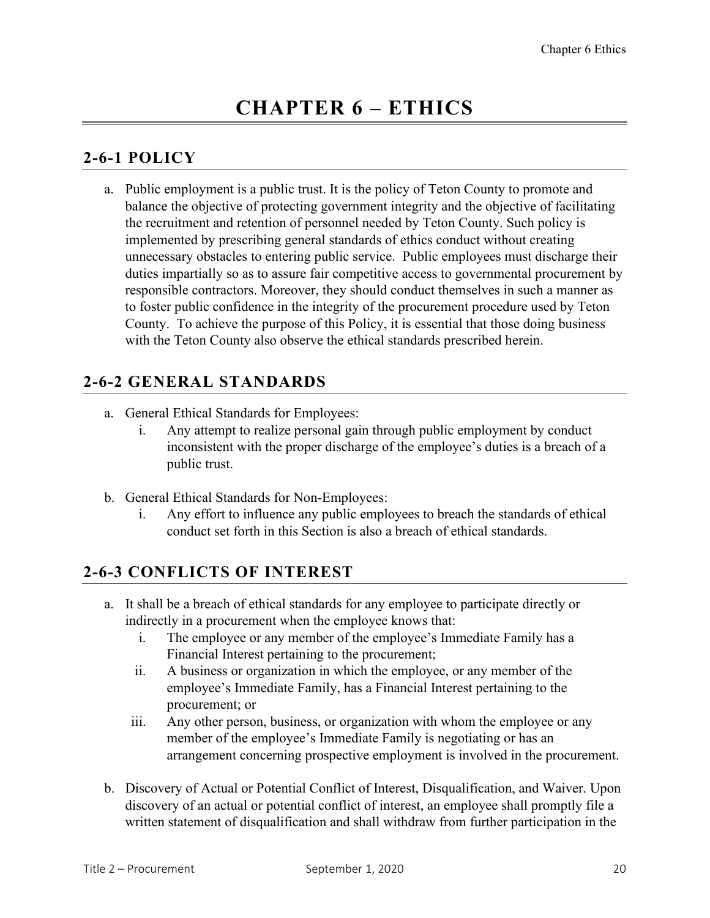# CHAPTER 6 – ETHICS

## 2-6-1 POLICY

a. Public employment is a public trust. It is the policy of Teton County to promote and balance the objective of protecting government integrity and the objective of facilitating the recruitment and retention of personnel needed by Teton County. Such policy is implemented by prescribing general standards of ethics conduct without creating unnecessary obstacles to entering public service. Public employees must discharge their duties impartially so as to assure fair competitive access to governmental procurement by responsible contractors. Moreover, they should conduct themselves in such a manner as to foster public confidence in the integrity of the procurement procedure used by Teton County. To achieve the purpose of this Policy, it is essential that those doing business with the Teton County also observe the ethical standards prescribed herein.

## 2-6-2 GENERAL STANDARDS

a. General Ethical Standards for Employees:
   i. Any attempt to realize personal gain through public employment by conduct inconsistent with the proper discharge of the employee's duties is a breach of a public trust.

b. General Ethical Standards for Non-Employees:
   i. Any effort to influence any public employees to breach the standards of ethical conduct set forth in this Section is also a breach of ethical standards.

## 2-6-3 CONFLICTS OF INTEREST

a. It shall be a breach of ethical standards for any employee to participate directly or indirectly in a procurement when the employee knows that:
   i. The employee or any member of the employee's Immediate Family has a Financial Interest pertaining to the procurement;
   ii. A business or organization in which the employee, or any member of the employee's Immediate Family, has a Financial Interest pertaining to the procurement; or
   iii. Any other person, business, or organization with whom the employee or any member of the employee's Immediate Family is negotiating or has an arrangement concerning prospective employment is involved in the procurement.

b. Discovery of Actual or Potential Conflict of Interest, Disqualification, and Waiver. Upon discovery of an actual or potential conflict of interest, an employee shall promptly file a written statement of disqualification and shall withdraw from further participation in the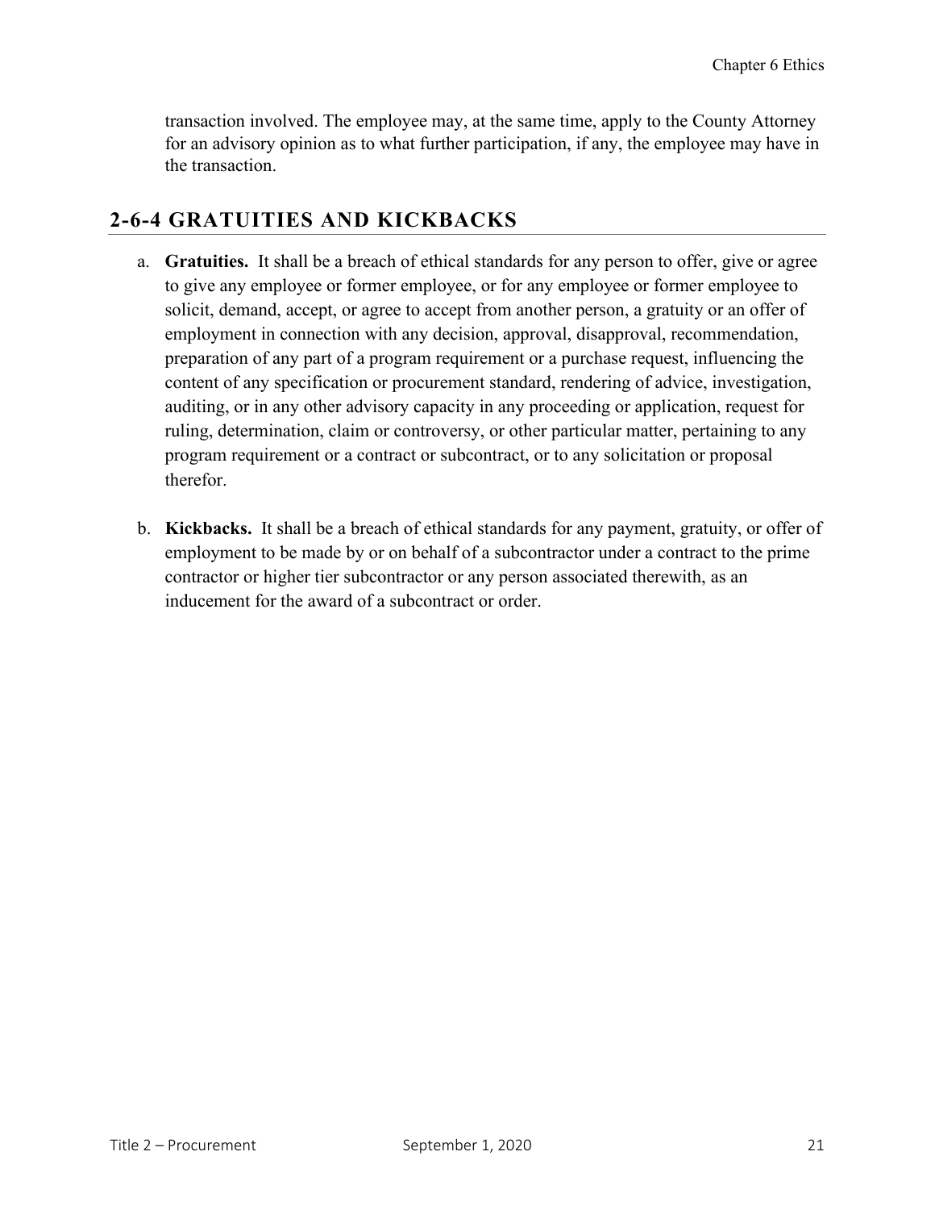transaction involved. The employee may, at the same time, apply to the County Attorney for an advisory opinion as to what further participation, if any, the employee may have in the transaction.

## 2-6-4 GRATUITIES AND KICKBACKS

a. **Gratuities.** It shall be a breach of ethical standards for any person to offer, give or agree to give any employee or former employee, or for any employee or former employee to solicit, demand, accept, or agree to accept from another person, a gratuity or an offer of employment in connection with any decision, approval, disapproval, recommendation, preparation of any part of a program requirement or a purchase request, influencing the content of any specification or procurement standard, rendering of advice, investigation, auditing, or in any other advisory capacity in any proceeding or application, request for ruling, determination, claim or controversy, or other particular matter, pertaining to any program requirement or a contract or subcontract, or to any solicitation or proposal therefor.

b. **Kickbacks.** It shall be a breach of ethical standards for any payment, gratuity, or offer of employment to be made by or on behalf of a subcontractor under a contract to the prime contractor or higher tier subcontractor or any person associated therewith, as an inducement for the award of a subcontract or order.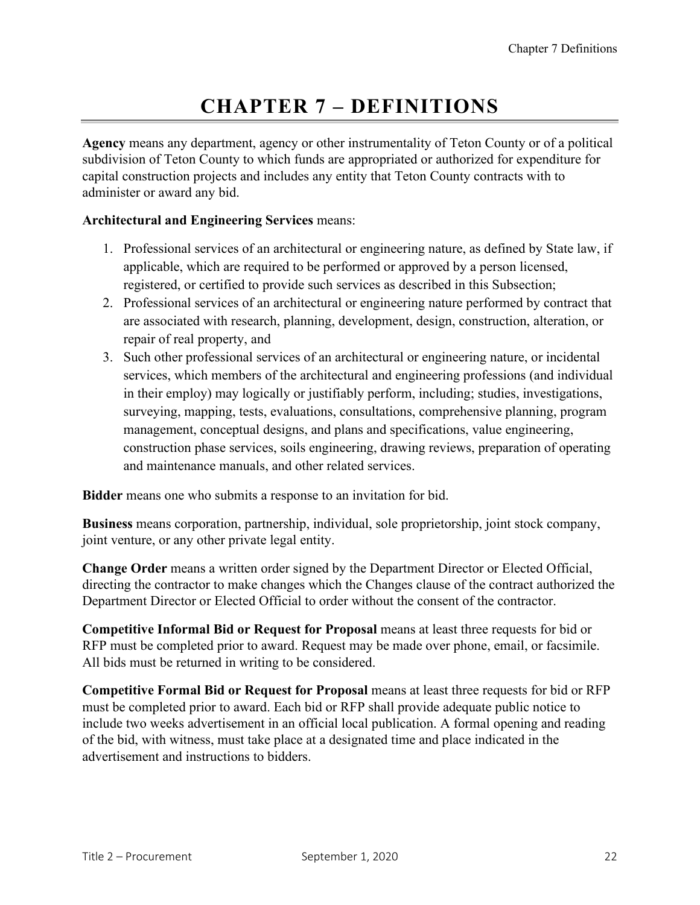# CHAPTER 7 – DEFINITIONS

**Agency** means any department, agency or other instrumentality of Teton County or of a political subdivision of Teton County to which funds are appropriated or authorized for expenditure for capital construction projects and includes any entity that Teton County contracts with to administer or award any bid.

**Architectural and Engineering Services** means:

1. Professional services of an architectural or engineering nature, as defined by State law, if applicable, which are required to be performed or approved by a person licensed, registered, or certified to provide such services as described in this Subsection;
2. Professional services of an architectural or engineering nature performed by contract that are associated with research, planning, development, design, construction, alteration, or repair of real property, and
3. Such other professional services of an architectural or engineering nature, or incidental services, which members of the architectural and engineering professions (and individual in their employ) may logically or justifiably perform, including; studies, investigations, surveying, mapping, tests, evaluations, consultations, comprehensive planning, program management, conceptual designs, and plans and specifications, value engineering, construction phase services, soils engineering, drawing reviews, preparation of operating and maintenance manuals, and other related services.

**Bidder** means one who submits a response to an invitation for bid.

**Business** means corporation, partnership, individual, sole proprietorship, joint stock company, joint venture, or any other private legal entity.

**Change Order** means a written order signed by the Department Director or Elected Official, directing the contractor to make changes which the Changes clause of the contract authorized the Department Director or Elected Official to order without the consent of the contractor.

**Competitive Informal Bid or Request for Proposal** means at least three requests for bid or RFP must be completed prior to award. Request may be made over phone, email, or facsimile. All bids must be returned in writing to be considered.

**Competitive Formal Bid or Request for Proposal** means at least three requests for bid or RFP must be completed prior to award. Each bid or RFP shall provide adequate public notice to include two weeks advertisement in an official local publication. A formal opening and reading of the bid, with witness, must take place at a designated time and place indicated in the advertisement and instructions to bidders.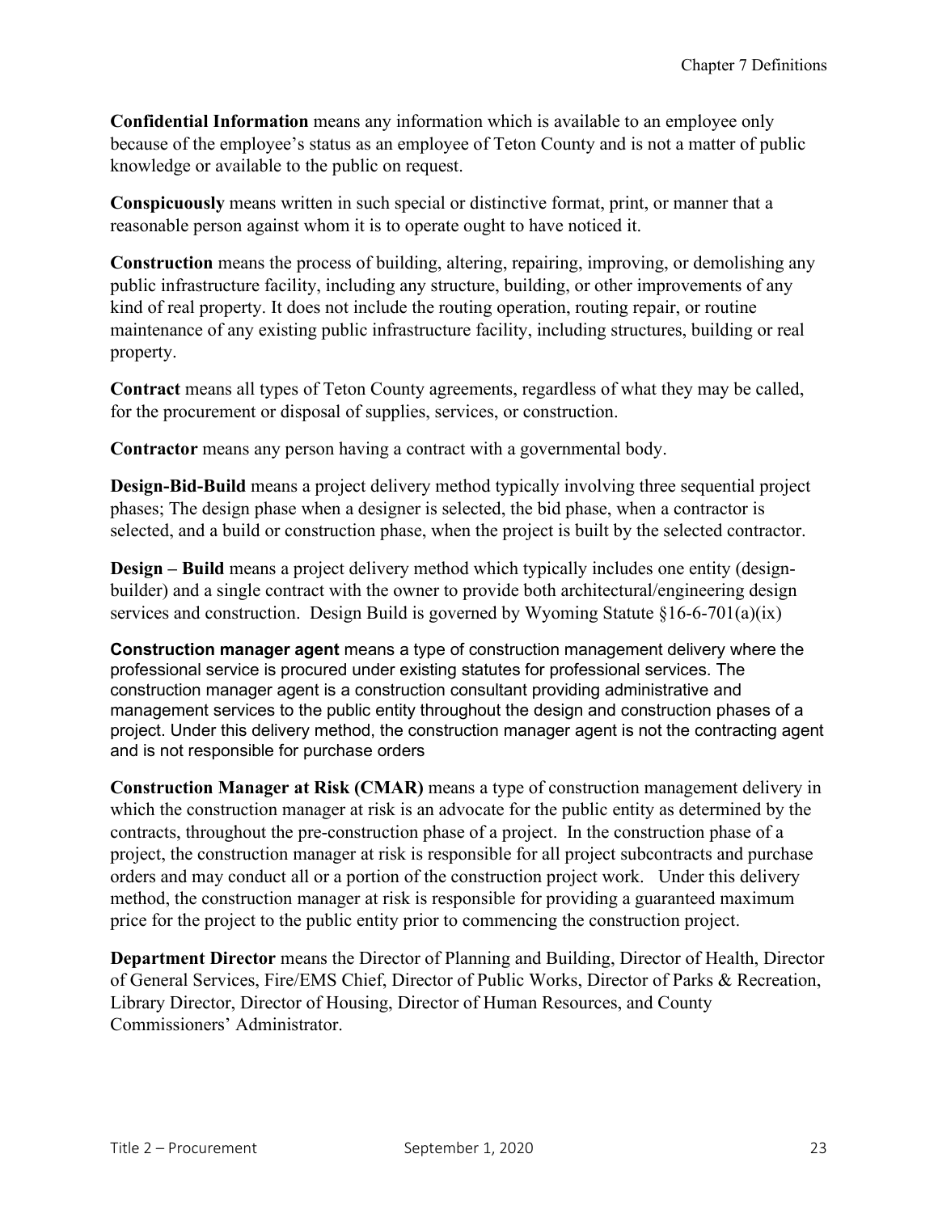**Confidential Information** means any information which is available to an employee only because of the employee's status as an employee of Teton County and is not a matter of public knowledge or available to the public on request.

**Conspicuously** means written in such special or distinctive format, print, or manner that a reasonable person against whom it is to operate ought to have noticed it.

**Construction** means the process of building, altering, repairing, improving, or demolishing any public infrastructure facility, including any structure, building, or other improvements of any kind of real property. It does not include the routing operation, routing repair, or routine maintenance of any existing public infrastructure facility, including structures, building or real property.

**Contract** means all types of Teton County agreements, regardless of what they may be called, for the procurement or disposal of supplies, services, or construction.

**Contractor** means any person having a contract with a governmental body.

**Design-Bid-Build** means a project delivery method typically involving three sequential project phases; The design phase when a designer is selected, the bid phase, when a contractor is selected, and a build or construction phase, when the project is built by the selected contractor.

**Design – Build** means a project delivery method which typically includes one entity (design-builder) and a single contract with the owner to provide both architectural/engineering design services and construction. Design Build is governed by Wyoming Statute §16-6-701(a)(ix)

**Construction manager agent** means a type of construction management delivery where the professional service is procured under existing statutes for professional services. The construction manager agent is a construction consultant providing administrative and management services to the public entity throughout the design and construction phases of a project. Under this delivery method, the construction manager agent is not the contracting agent and is not responsible for purchase orders

**Construction Manager at Risk (CMAR)** means a type of construction management delivery in which the construction manager at risk is an advocate for the public entity as determined by the contracts, throughout the pre-construction phase of a project. In the construction phase of a project, the construction manager at risk is responsible for all project subcontracts and purchase orders and may conduct all or a portion of the construction project work. Under this delivery method, the construction manager at risk is responsible for providing a guaranteed maximum price for the project to the public entity prior to commencing the construction project.

**Department Director** means the Director of Planning and Building, Director of Health, Director of General Services, Fire/EMS Chief, Director of Public Works, Director of Parks & Recreation, Library Director, Director of Housing, Director of Human Resources, and County Commissioners' Administrator.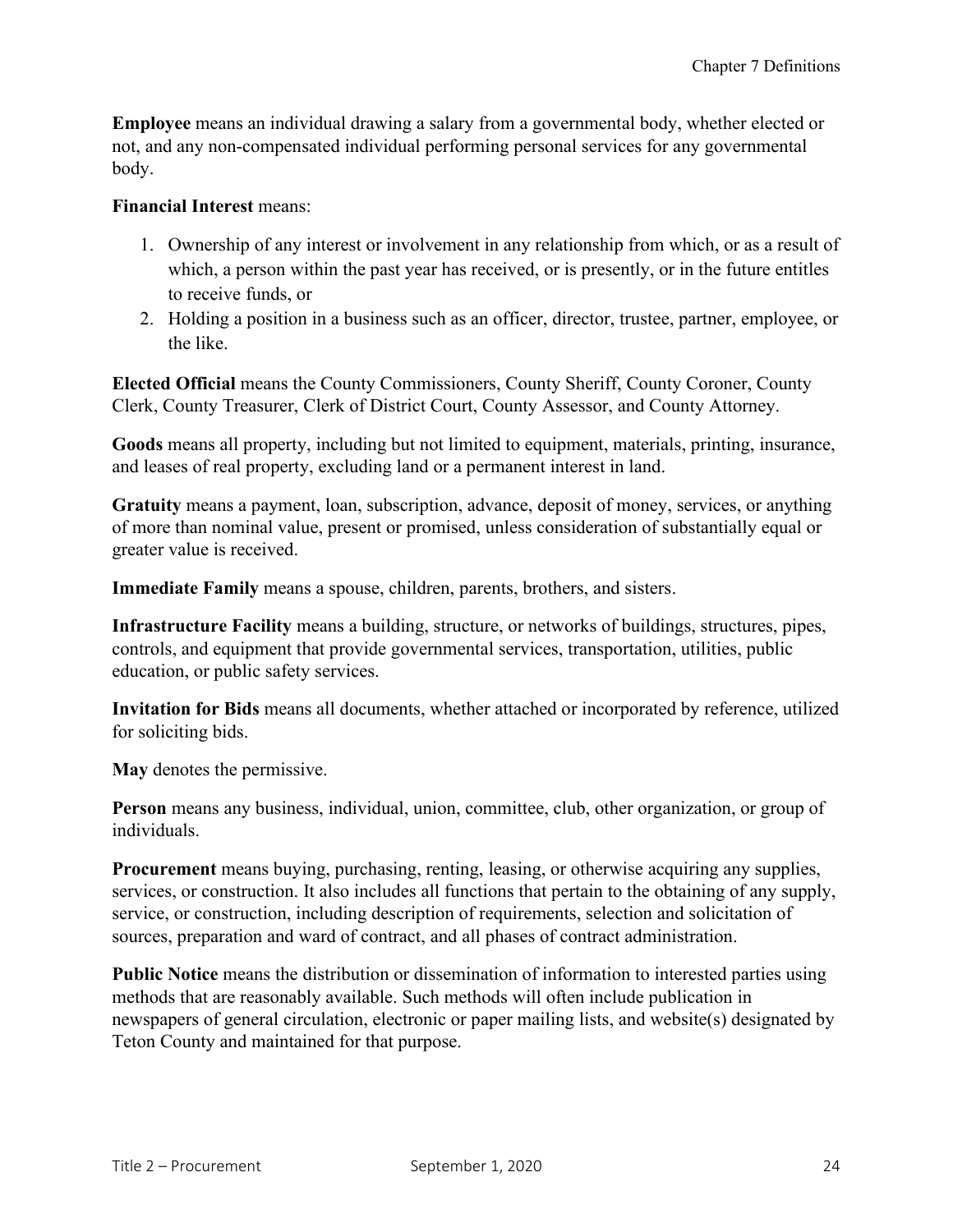**Employee** means an individual drawing a salary from a governmental body, whether elected or not, and any non-compensated individual performing personal services for any governmental body.

**Financial Interest** means:

1. Ownership of any interest or involvement in any relationship from which, or as a result of which, a person within the past year has received, or is presently, or in the future entitles to receive funds, or
2. Holding a position in a business such as an officer, director, trustee, partner, employee, or the like.

**Elected Official** means the County Commissioners, County Sheriff, County Coroner, County Clerk, County Treasurer, Clerk of District Court, County Assessor, and County Attorney.

**Goods** means all property, including but not limited to equipment, materials, printing, insurance, and leases of real property, excluding land or a permanent interest in land.

**Gratuity** means a payment, loan, subscription, advance, deposit of money, services, or anything of more than nominal value, present or promised, unless consideration of substantially equal or greater value is received.

**Immediate Family** means a spouse, children, parents, brothers, and sisters.

**Infrastructure Facility** means a building, structure, or networks of buildings, structures, pipes, controls, and equipment that provide governmental services, transportation, utilities, public education, or public safety services.

**Invitation for Bids** means all documents, whether attached or incorporated by reference, utilized for soliciting bids.

**May** denotes the permissive.

**Person** means any business, individual, union, committee, club, other organization, or group of individuals.

**Procurement** means buying, purchasing, renting, leasing, or otherwise acquiring any supplies, services, or construction. It also includes all functions that pertain to the obtaining of any supply, service, or construction, including description of requirements, selection and solicitation of sources, preparation and ward of contract, and all phases of contract administration.

**Public Notice** means the distribution or dissemination of information to interested parties using methods that are reasonably available. Such methods will often include publication in newspapers of general circulation, electronic or paper mailing lists, and website(s) designated by Teton County and maintained for that purpose.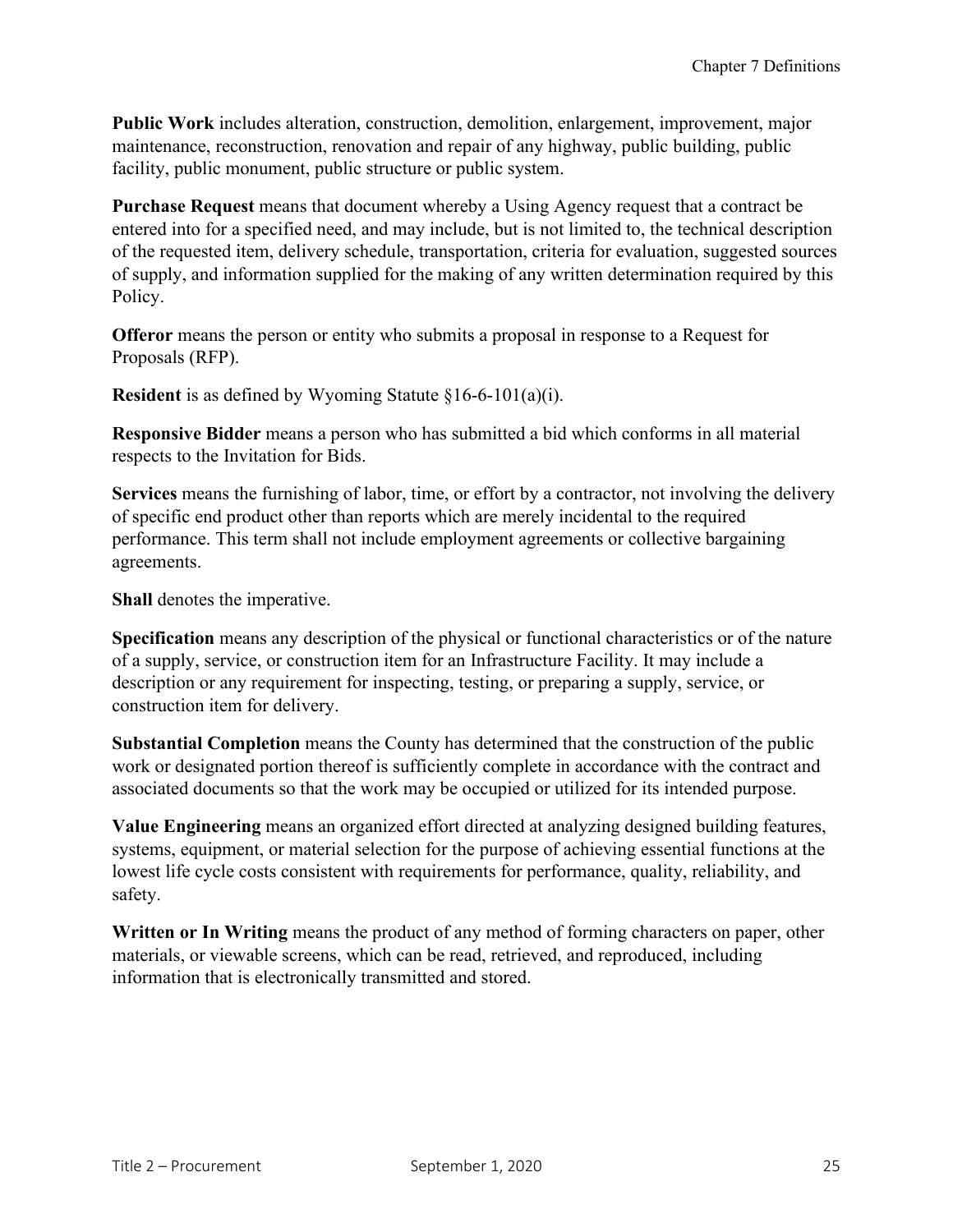**Public Work** includes alteration, construction, demolition, enlargement, improvement, major maintenance, reconstruction, renovation and repair of any highway, public building, public facility, public monument, public structure or public system.

**Purchase Request** means that document whereby a Using Agency request that a contract be entered into for a specified need, and may include, but is not limited to, the technical description of the requested item, delivery schedule, transportation, criteria for evaluation, suggested sources of supply, and information supplied for the making of any written determination required by this Policy.

**Offeror** means the person or entity who submits a proposal in response to a Request for Proposals (RFP).

**Resident** is as defined by Wyoming Statute §16-6-101(a)(i).

**Responsive Bidder** means a person who has submitted a bid which conforms in all material respects to the Invitation for Bids.

**Services** means the furnishing of labor, time, or effort by a contractor, not involving the delivery of specific end product other than reports which are merely incidental to the required performance. This term shall not include employment agreements or collective bargaining agreements.

**Shall** denotes the imperative.

**Specification** means any description of the physical or functional characteristics or of the nature of a supply, service, or construction item for an Infrastructure Facility. It may include a description or any requirement for inspecting, testing, or preparing a supply, service, or construction item for delivery.

**Substantial Completion** means the County has determined that the construction of the public work or designated portion thereof is sufficiently complete in accordance with the contract and associated documents so that the work may be occupied or utilized for its intended purpose.

**Value Engineering** means an organized effort directed at analyzing designed building features, systems, equipment, or material selection for the purpose of achieving essential functions at the lowest life cycle costs consistent with requirements for performance, quality, reliability, and safety.

**Written or In Writing** means the product of any method of forming characters on paper, other materials, or viewable screens, which can be read, retrieved, and reproduced, including information that is electronically transmitted and stored.